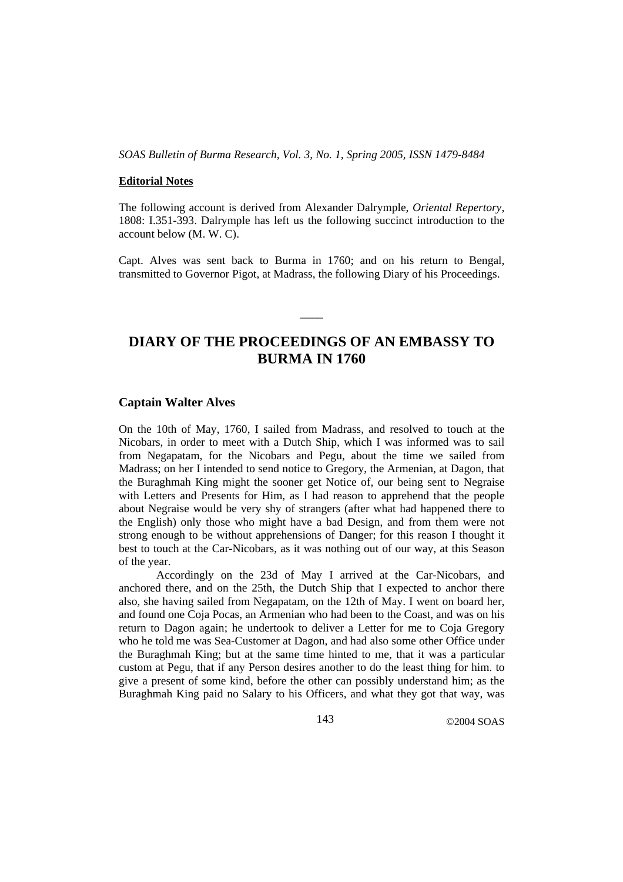*SOAS Bulletin of Burma Research, Vol. 3, No. 1, Spring 2005, ISSN 1479-8484*

**Editorial Notes**

The following account is derived from Alexander Dalrymple, *Oriental Repertory*, 1808: I.351-393. Dalrymple has left us the following succinct introduction to the account below (M. W. C).

Capt. Alves was sent back to Burma in 1760; and on his return to Bengal, transmitted to Governor Pigot, at Madrass, the following Diary of his Proceedings.

——

# DIARY OF THE PROCEEDINGS OF AN EMBASSY TO BURMA IN 1760

### Captain Walter Alves

On the 10th of May, 1760, I sailed from Madrass, and resolved to touch at the Nicobars, in order to meet with a Dutch Ship, which I was informed was to sail from Negapatam, for the Nicobars and Pegu, about the time we sailed from Madrass; on her I intended to send notice to Gregory, the Armenian, at Dagon, that the Buraghmah King might the sooner get Notice of, our being sent to Negraise with Letters and Presents for Him, as I had reason to apprehend that the people about Negraise would be very shy of strangers (after what had happened there to the English) only those who might have a bad Design, and from them were not strong enough to be without apprehensions of Danger; for this reason I thought it best to touch at the Car-Nicobars, as it was nothing out of our way, at this Season of the year.

Accordingly on the 23d of May I arrived at the Car-Nicobars, and anchored there, and on the 25th, the Dutch Ship that I expected to anchor there also, she having sailed from Negapatam, on the 12th of May. I went on board her, and found one Coja Pocas, an Armenian who had been to the Coast, and was on his return to Dagon again; he undertook to deliver a Letter for me to Coja Gregory who he told me was Sea-Customer at Dagon, and had also some other Office under the Buraghmah King; but at the same time hinted to me, that it was a particular custom at Pegu, that if any Person desires another to do the least thing for him. to give a present of some kind, before the other can possibly understand him; as the Buraghmah King paid no Salary to his Officers, and what they got that way, was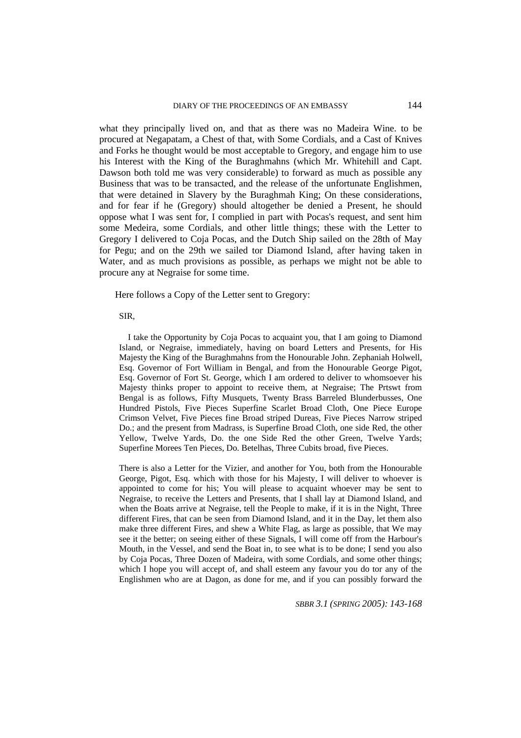what they principally lived on, and that as there was no Madeira Wine. to be procured at Negapatam, a Chest of that, with Some Cordials, and a Cast of Knives and Forks he thought would be most acceptable to Gregory, and engage him to use his Interest with the King of the Buraghmahns (which Mr. Whitehill and Capt. Dawson both told me was very considerable) to forward as much as possible any Business that was to be transacted, and the release of the unfortunate Englishmen, that were detained in Slavery by the Buraghmah King; On these considerations, and for fear if he (Gregory) should altogether be denied a Present, he should oppose what I was sent for, I complied in part with Pocas's request, and sent him some Medeira, some Cordials, and other little things; these with the Letter to Gregory I delivered to Coja Pocas, and the Dutch Ship sailed on the 28th of May for Pegu; and on the 29th we sailed tor Diamond Island, after having taken in Water, and as much provisions as possible, as perhaps we might not be able to procure any at Negraise for some time.

Here follows a Copy of the Letter sent to Gregory:

SIR,

I take the Opportunity by Coja Pocas to acquaint you, that I am going to Diamond Island, or Negraise, immediately, having on board Letters and Presents, for His Majesty the King of the Buraghmahns from the Honourable John. Zephaniah Holwell, Esq. Governor of Fort William in Bengal, and from the Honourable George Pigot, Esq. Governor of Fort St. George, which I am ordered to deliver to whomsoever his Majesty thinks proper to appoint to receive them, at Negraise; The Prtswt from Bengal is as follows, Fifty Musquets, Twenty Brass Barreled Blunderbusses, One Hundred Pistols, Five Pieces Superfine Scarlet Broad Cloth, One Piece Europe Crimson Velvet, Five Pieces fine Broad striped Dureas, Five Pieces Narrow striped Do.; and the present from Madrass, is Superfine Broad Cloth, one side Red, the other Yellow, Twelve Yards, Do. the one Side Red the other Green, Twelve Yards; Superfine Morees Ten Pieces, Do. Betelhas, Three Cubits broad, five Pieces.

There is also a Letter for the Vizier, and another for You, both from the Honourable George, Pigot, Esq. which with those for his Majesty, I will deliver to whoever is appointed to come for his; You will please to acquaint whoever may be sent to Negraise, to receive the Letters and Presents, that I shall lay at Diamond Island, and when the Boats arrive at Negraise, tell the People to make, if it is in the Night, Three different Fires, that can be seen from Diamond Island, and it in the Day, let them also make three different Fires, and shew a White Flag, as large as possible, that We may see it the better; on seeing either of these Signals, I will come off from the Harbour's Mouth, in the Vessel, and send the Boat in, to see what is to be done; I send you also by Coja Pocas, Three Dozen of Madeira, with some Cordials, and some other things; which I hope you will accept of, and shall esteem any favour you do tor any of the Englishmen who are at Dagon, as done for me, and if you can possibly forward the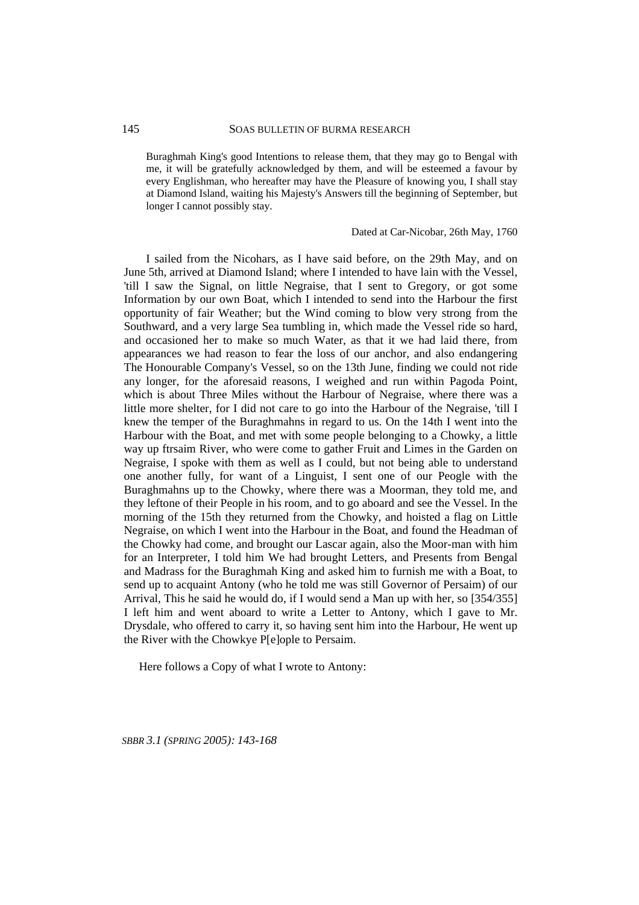> Buraghmah King's good Intentions to release them, that they may go to Bengal with me, it will be gratefully acknowledged by them, and will be esteemed a favour by every Englishman, who hereafter may have the Pleasure of knowing you, I shall stay at Diamond Island, waiting his Majesty's Answers till the beginning of September, but longer I cannot possibly stay.
>
> Dated at Car-Nicobar, 26th May, 1760

I sailed from the Nicohars, as I have said before, on the 29th May, and on June 5th, arrived at Diamond Island; where I intended to have lain with the Vessel, 'till I saw the Signal, on little Negraise, that I sent to Gregory, or got some Information by our own Boat, which I intended to send into the Harbour the first opportunity of fair Weather; but the Wind coming to blow very strong from the Southward, and a very large Sea tumbling in, which made the Vessel ride so hard, and occasioned her to make so much Water, as that it we had laid there, from appearances we had reason to fear the loss of our anchor, and also endangering The Honourable Company's Vessel, so on the 13th June, finding we could not ride any longer, for the aforesaid reasons, I weighed and run within Pagoda Point, which is about Three Miles without the Harbour of Negraise, where there was a little more shelter, for I did not care to go into the Harbour of the Negraise, 'till I knew the temper of the Buraghmahns in regard to us. On the 14th I went into the Harbour with the Boat, and met with some people belonging to a Chowky, a little way up ftrsaim River, who were come to gather Fruit and Limes in the Garden on Negraise, I spoke with them as well as I could, but not being able to understand one another fully, for want of a Linguist, I sent one of our Peogle with the Buraghmahns up to the Chowky, where there was a Moorman, they told me, and they leftone of their People in his room, and to go aboard and see the Vessel. In the morning of the 15th they returned from the Chowky, and hoisted a flag on Little Negraise, on which I went into the Harbour in the Boat, and found the Headman of the Chowky had come, and brought our Lascar again, also the Moor-man with him for an Interpreter, I told him We had brought Letters, and Presents from Bengal and Madrass for the Buraghmah King and asked him to furnish me with a Boat, to send up to acquaint Antony (who he told me was still Governor of Persaim) of our Arrival, This he said he would do, if I would send a Man up with her, so [354/355] I left him and went aboard to write a Letter to Antony, which I gave to Mr. Drysdale, who offered to carry it, so having sent him into the Harbour, He went up the River with the Chowkye P[e]ople to Persaim.

Here follows a Copy of what I wrote to Antony: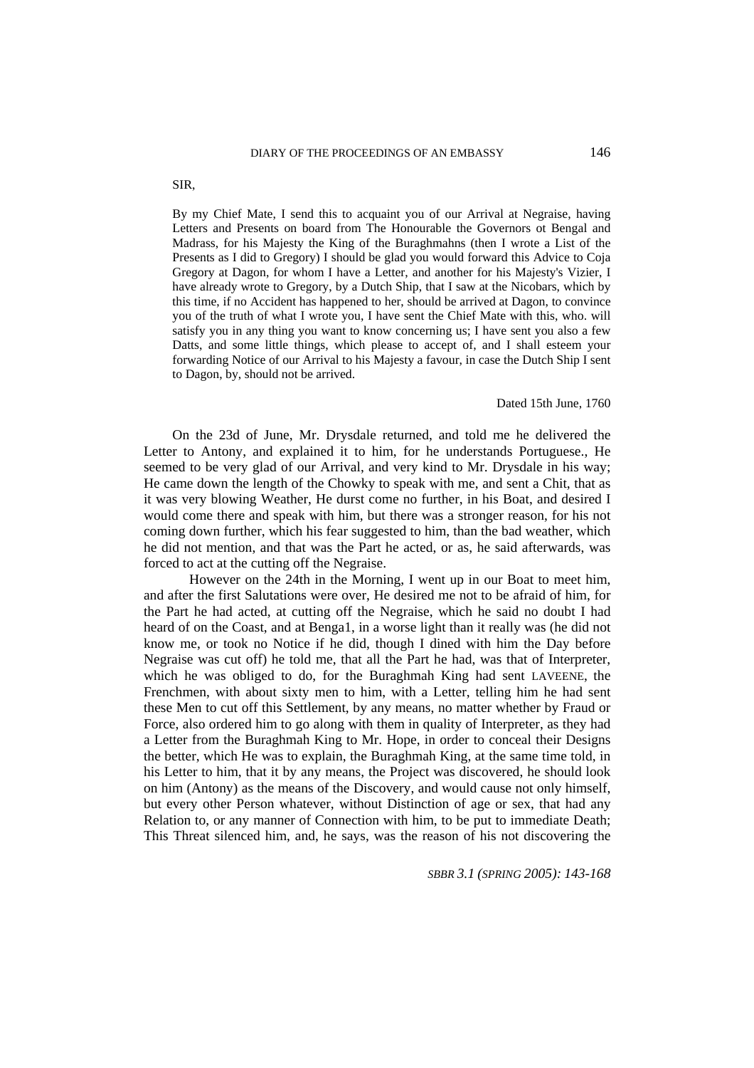SIR,

> By my Chief Mate, I send this to acquaint you of our Arrival at Negraise, having Letters and Presents on board from The Honourable the Governors ot Bengal and Madrass, for his Majesty the King of the Buraghmahns (then I wrote a List of the Presents as I did to Gregory) I should be glad you would forward this Advice to Coja Gregory at Dagon, for whom I have a Letter, and another for his Majesty's Vizier, I have already wrote to Gregory, by a Dutch Ship, that I saw at the Nicobars, which by this time, if no Accident has happened to her, should be arrived at Dagon, to convince you of the truth of what I wrote you, I have sent the Chief Mate with this, who. will satisfy you in any thing you want to know concerning us; I have sent you also a few Datts, and some little things, which please to accept of, and I shall esteem your forwarding Notice of our Arrival to his Majesty a favour, in case the Dutch Ship I sent to Dagon, by, should not be arrived.
>
> Dated 15th June, 1760

On the 23d of June, Mr. Drysdale returned, and told me he delivered the Letter to Antony, and explained it to him, for he understands Portuguese., He seemed to be very glad of our Arrival, and very kind to Mr. Drysdale in his way; He came down the length of the Chowky to speak with me, and sent a Chit, that as it was very blowing Weather, He durst come no further, in his Boat, and desired I would come there and speak with him, but there was a stronger reason, for his not coming down further, which his fear suggested to him, than the bad weather, which he did not mention, and that was the Part he acted, or as, he said afterwards, was forced to act at the cutting off the Negraise.

However on the 24th in the Morning, I went up in our Boat to meet him, and after the first Salutations were over, He desired me not to be afraid of him, for the Part he had acted, at cutting off the Negraise, which he said no doubt I had heard of on the Coast, and at Benga1, in a worse light than it really was (he did not know me, or took no Notice if he did, though I dined with him the Day before Negraise was cut off) he told me, that all the Part he had, was that of Interpreter, which he was obliged to do, for the Buraghmah King had sent LAVEENE, the Frenchmen, with about sixty men to him, with a Letter, telling him he had sent these Men to cut off this Settlement, by any means, no matter whether by Fraud or Force, also ordered him to go along with them in quality of Interpreter, as they had a Letter from the Buraghmah King to Mr. Hope, in order to conceal their Designs the better, which He was to explain, the Buraghmah King, at the same time told, in his Letter to him, that it by any means, the Project was discovered, he should look on him (Antony) as the means of the Discovery, and would cause not only himself, but every other Person whatever, without Distinction of age or sex, that had any Relation to, or any manner of Connection with him, to be put to immediate Death; This Threat silenced him, and, he says, was the reason of his not discovering the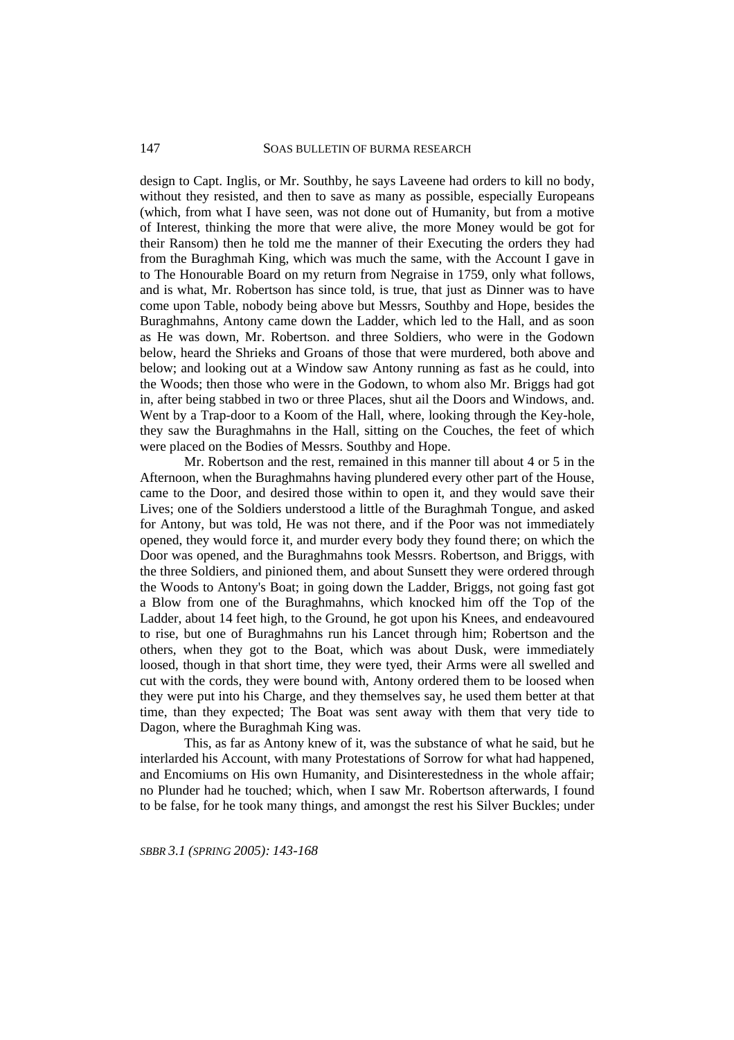design to Capt. Inglis, or Mr. Southby, he says Laveene had orders to kill no body, without they resisted, and then to save as many as possible, especially Europeans (which, from what I have seen, was not done out of Humanity, but from a motive of Interest, thinking the more that were alive, the more Money would be got for their Ransom) then he told me the manner of their Executing the orders they had from the Buraghmah King, which was much the same, with the Account I gave in to The Honourable Board on my return from Negraise in 1759, only what follows, and is what, Mr. Robertson has since told, is true, that just as Dinner was to have come upon Table, nobody being above but Messrs, Southby and Hope, besides the Buraghmahns, Antony came down the Ladder, which led to the Hall, and as soon as He was down, Mr. Robertson. and three Soldiers, who were in the Godown below, heard the Shrieks and Groans of those that were murdered, both above and below; and looking out at a Window saw Antony running as fast as he could, into the Woods; then those who were in the Godown, to whom also Mr. Briggs had got in, after being stabbed in two or three Places, shut ail the Doors and Windows, and. Went by a Trap-door to a Koom of the Hall, where, looking through the Key-hole, they saw the Buraghmahns in the Hall, sitting on the Couches, the feet of which were placed on the Bodies of Messrs. Southby and Hope.

Mr. Robertson and the rest, remained in this manner till about 4 or 5 in the Afternoon, when the Buraghmahns having plundered every other part of the House, came to the Door, and desired those within to open it, and they would save their Lives; one of the Soldiers understood a little of the Buraghmah Tongue, and asked for Antony, but was told, He was not there, and if the Poor was not immediately opened, they would force it, and murder every body they found there; on which the Door was opened, and the Buraghmahns took Messrs. Robertson, and Briggs, with the three Soldiers, and pinioned them, and about Sunsett they were ordered through the Woods to Antony's Boat; in going down the Ladder, Briggs, not going fast got a Blow from one of the Buraghmahns, which knocked him off the Top of the Ladder, about 14 feet high, to the Ground, he got upon his Knees, and endeavoured to rise, but one of Buraghmahns run his Lancet through him; Robertson and the others, when they got to the Boat, which was about Dusk, were immediately loosed, though in that short time, they were tyed, their Arms were all swelled and cut with the cords, they were bound with, Antony ordered them to be loosed when they were put into his Charge, and they themselves say, he used them better at that time, than they expected; The Boat was sent away with them that very tide to Dagon, where the Buraghmah King was.

This, as far as Antony knew of it, was the substance of what he said, but he interlarded his Account, with many Protestations of Sorrow for what had happened, and Encomiums on His own Humanity, and Disinterestedness in the whole affair; no Plunder had he touched; which, when I saw Mr. Robertson afterwards, I found to be false, for he took many things, and amongst the rest his Silver Buckles; under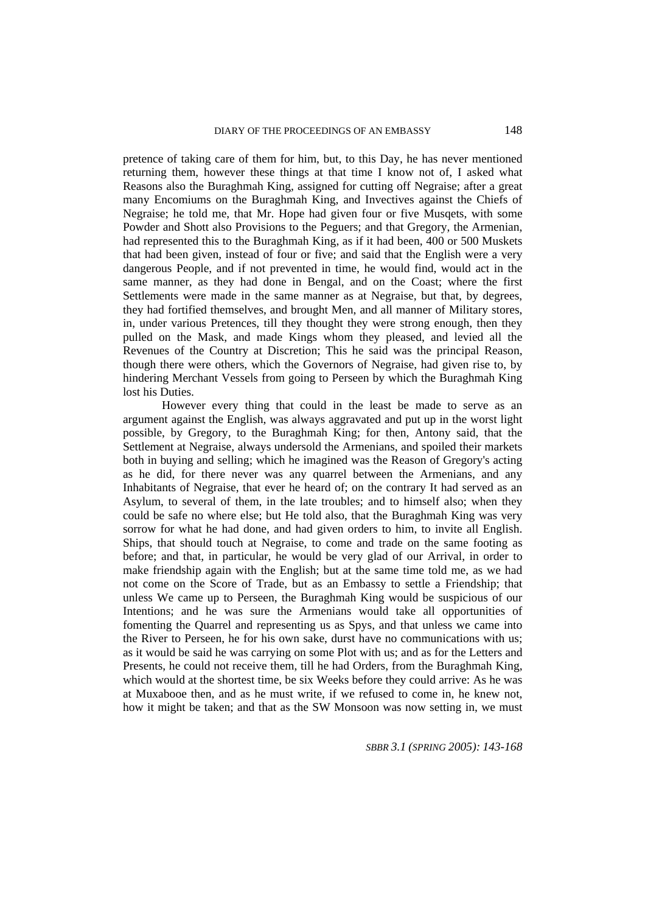pretence of taking care of them for him, but, to this Day, he has never mentioned returning them, however these things at that time I know not of, I asked what Reasons also the Buraghmah King, assigned for cutting off Negraise; after a great many Encomiums on the Buraghmah King, and Invectives against the Chiefs of Negraise; he told me, that Mr. Hope had given four or five Musqets, with some Powder and Shott also Provisions to the Peguers; and that Gregory, the Armenian, had represented this to the Buraghmah King, as if it had been, 400 or 500 Muskets that had been given, instead of four or five; and said that the English were a very dangerous People, and if not prevented in time, he would find, would act in the same manner, as they had done in Bengal, and on the Coast; where the first Settlements were made in the same manner as at Negraise, but that, by degrees, they had fortified themselves, and brought Men, and all manner of Military stores, in, under various Pretences, till they thought they were strong enough, then they pulled on the Mask, and made Kings whom they pleased, and levied all the Revenues of the Country at Discretion; This he said was the principal Reason, though there were others, which the Governors of Negraise, had given rise to, by hindering Merchant Vessels from going to Perseen by which the Buraghmah King lost his Duties.

However every thing that could in the least be made to serve as an argument against the English, was always aggravated and put up in the worst light possible, by Gregory, to the Buraghmah King; for then, Antony said, that the Settlement at Negraise, always undersold the Armenians, and spoiled their markets both in buying and selling; which he imagined was the Reason of Gregory's acting as he did, for there never was any quarrel between the Armenians, and any Inhabitants of Negraise, that ever he heard of; on the contrary It had served as an Asylum, to several of them, in the late troubles; and to himself also; when they could be safe no where else; but He told also, that the Buraghmah King was very sorrow for what he had done, and had given orders to him, to invite all English. Ships, that should touch at Negraise, to come and trade on the same footing as before; and that, in particular, he would be very glad of our Arrival, in order to make friendship again with the English; but at the same time told me, as we had not come on the Score of Trade, but as an Embassy to settle a Friendship; that unless We came up to Perseen, the Buraghmah King would be suspicious of our Intentions; and he was sure the Armenians would take all opportunities of fomenting the Quarrel and representing us as Spys, and that unless we came into the River to Perseen, he for his own sake, durst have no communications with us; as it would be said he was carrying on some Plot with us; and as for the Letters and Presents, he could not receive them, till he had Orders, from the Buraghmah King, which would at the shortest time, be six Weeks before they could arrive: As he was at Muxabooe then, and as he must write, if we refused to come in, he knew not, how it might be taken; and that as the SW Monsoon was now setting in, we must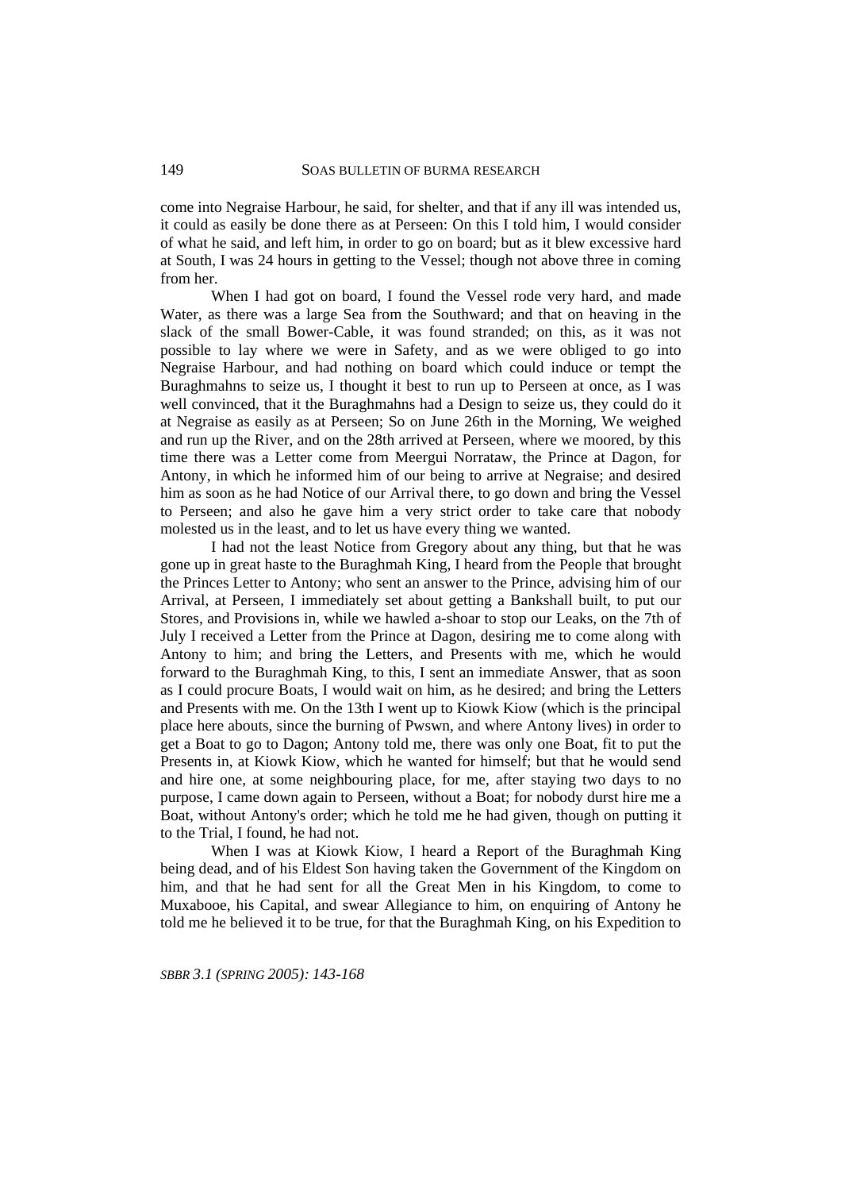come into Negraise Harbour, he said, for shelter, and that if any ill was intended us, it could as easily be done there as at Perseen: On this I told him, I would consider of what he said, and left him, in order to go on board; but as it blew excessive hard at South, I was 24 hours in getting to the Vessel; though not above three in coming from her.

When I had got on board, I found the Vessel rode very hard, and made Water, as there was a large Sea from the Southward; and that on heaving in the slack of the small Bower-Cable, it was found stranded; on this, as it was not possible to lay where we were in Safety, and as we were obliged to go into Negraise Harbour, and had nothing on board which could induce or tempt the Buraghmahns to seize us, I thought it best to run up to Perseen at once, as I was well convinced, that it the Buraghmahns had a Design to seize us, they could do it at Negraise as easily as at Perseen; So on June 26th in the Morning, We weighed and run up the River, and on the 28th arrived at Perseen, where we moored, by this time there was a Letter come from Meergui Norrataw, the Prince at Dagon, for Antony, in which he informed him of our being to arrive at Negraise; and desired him as soon as he had Notice of our Arrival there, to go down and bring the Vessel to Perseen; and also he gave him a very strict order to take care that nobody molested us in the least, and to let us have every thing we wanted.

I had not the least Notice from Gregory about any thing, but that he was gone up in great haste to Antony; who sent an answer to the Prince, advising him of our Arrival, at Perseen, I immediately set about getting a Bankshall built, to put our Stores, and Provisions in, while we hawled a-shoar to stop our Leaks, on the 7th of July I received a Letter from the Prince at Dagon, desiring me to come along with Antony to him; and bring the Letters, and Presents with me, which he would forward to the Buraghmah King, to this, I sent an immediate Answer, that as soon as I could procure Boats, I would wait on him, as he desired; and bring the Letters and Presents with me. On the 13th I went up to Kiowk Kiow (which is the principal place here abouts, since the burning of Pwswn, and where Antony lives) in order to get a Boat to go to Dagon; Antony told me, there was only one Boat, fit to put the Presents in, at Kiowk Kiow, which he wanted for himself; but that he would send and hire one, at some neighbouring place, for me, after staying two days to no purpose, I came down again to Perseen, without a Boat; for nobody durst hire me a Boat, without Antony's order; which he told me he had given, though on putting it to the Trial, I found, he had not.

When I was at Kiowk Kiow, I heard a Report of the Buraghmah King being dead, and of his Eldest Son having taken the Government of the Kingdom on him, and that he had sent for all the Great Men in his Kingdom, to come to Muxabooe, his Capital, and swear Allegiance to him, on enquiring of Antony he told me he believed it to be true, for that the Buraghmah King, on his Expedition to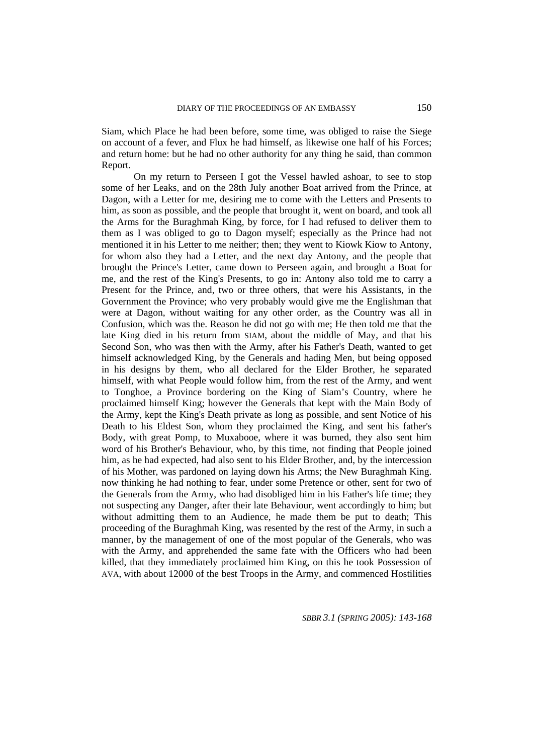Siam, which Place he had been before, some time, was obliged to raise the Siege on account of a fever, and Flux he had himself, as likewise one half of his Forces; and return home: but he had no other authority for any thing he said, than common Report.

On my return to Perseen I got the Vessel hawled ashoar, to see to stop some of her Leaks, and on the 28th July another Boat arrived from the Prince, at Dagon, with a Letter for me, desiring me to come with the Letters and Presents to him, as soon as possible, and the people that brought it, went on board, and took all the Arms for the Buraghmah King, by force, for I had refused to deliver them to them as I was obliged to go to Dagon myself; especially as the Prince had not mentioned it in his Letter to me neither; then; they went to Kiowk Kiow to Antony, for whom also they had a Letter, and the next day Antony, and the people that brought the Prince's Letter, came down to Perseen again, and brought a Boat for me, and the rest of the King's Presents, to go in: Antony also told me to carry a Present for the Prince, and, two or three others, that were his Assistants, in the Government the Province; who very probably would give me the Englishman that were at Dagon, without waiting for any other order, as the Country was all in Confusion, which was the. Reason he did not go with me; He then told me that the late King died in his return from SIAM, about the middle of May, and that his Second Son, who was then with the Army, after his Father's Death, wanted to get himself acknowledged King, by the Generals and hading Men, but being opposed in his designs by them, who all declared for the Elder Brother, he separated himself, with what People would follow him, from the rest of the Army, and went to Tonghoe, a Province bordering on the King of Siam's Country, where he proclaimed himself King; however the Generals that kept with the Main Body of the Army, kept the King's Death private as long as possible, and sent Notice of his Death to his Eldest Son, whom they proclaimed the King, and sent his father's Body, with great Pomp, to Muxabooe, where it was burned, they also sent him word of his Brother's Behaviour, who, by this time, not finding that People joined him, as he had expected, had also sent to his Elder Brother, and, by the intercession of his Mother, was pardoned on laying down his Arms; the New Buraghmah King. now thinking he had nothing to fear, under some Pretence or other, sent for two of the Generals from the Army, who had disobliged him in his Father's life time; they not suspecting any Danger, after their late Behaviour, went accordingly to him; but without admitting them to an Audience, he made them be put to death; This proceeding of the Buraghmah King, was resented by the rest of the Army, in such a manner, by the management of one of the most popular of the Generals, who was with the Army, and apprehended the same fate with the Officers who had been killed, that they immediately proclaimed him King, on this he took Possession of AVA, with about 12000 of the best Troops in the Army, and commenced Hostilities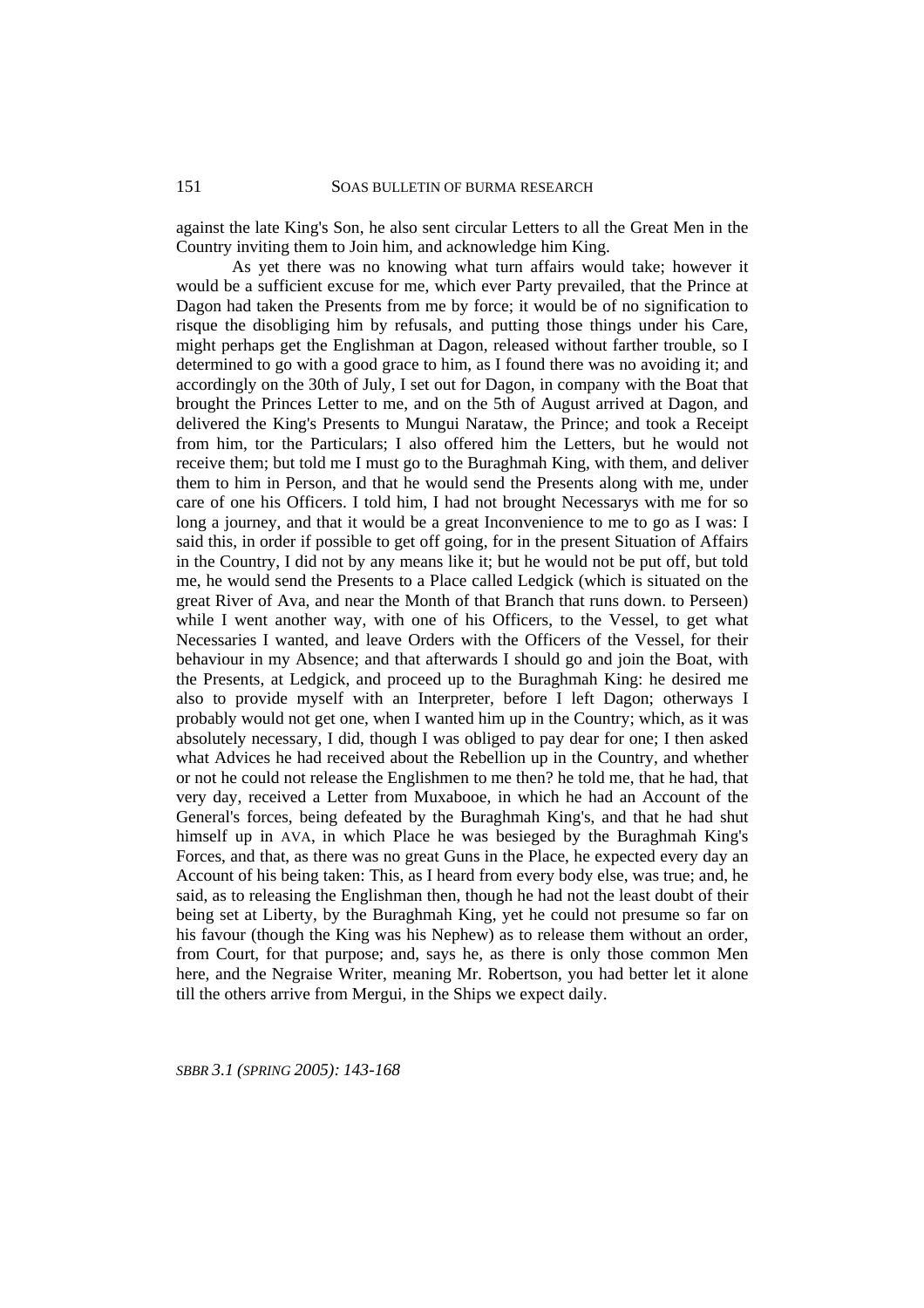against the late King's Son, he also sent circular Letters to all the Great Men in the Country inviting them to Join him, and acknowledge him King.

As yet there was no knowing what turn affairs would take; however it would be a sufficient excuse for me, which ever Party prevailed, that the Prince at Dagon had taken the Presents from me by force; it would be of no signification to risque the disobliging him by refusals, and putting those things under his Care, might perhaps get the Englishman at Dagon, released without farther trouble, so I determined to go with a good grace to him, as I found there was no avoiding it; and accordingly on the 30th of July, I set out for Dagon, in company with the Boat that brought the Princes Letter to me, and on the 5th of August arrived at Dagon, and delivered the King's Presents to Mungui Narataw, the Prince; and took a Receipt from him, tor the Particulars; I also offered him the Letters, but he would not receive them; but told me I must go to the Buraghmah King, with them, and deliver them to him in Person, and that he would send the Presents along with me, under care of one his Officers. I told him, I had not brought Necessarys with me for so long a journey, and that it would be a great Inconvenience to me to go as I was: I said this, in order if possible to get off going, for in the present Situation of Affairs in the Country, I did not by any means like it; but he would not be put off, but told me, he would send the Presents to a Place called Ledgick (which is situated on the great River of Ava, and near the Month of that Branch that runs down. to Perseen) while I went another way, with one of his Officers, to the Vessel, to get what Necessaries I wanted, and leave Orders with the Officers of the Vessel, for their behaviour in my Absence; and that afterwards I should go and join the Boat, with the Presents, at Ledgick, and proceed up to the Buraghmah King: he desired me also to provide myself with an Interpreter, before I left Dagon; otherways I probably would not get one, when I wanted him up in the Country; which, as it was absolutely necessary, I did, though I was obliged to pay dear for one; I then asked what Advices he had received about the Rebellion up in the Country, and whether or not he could not release the Englishmen to me then? he told me, that he had, that very day, received a Letter from Muxabooe, in which he had an Account of the General's forces, being defeated by the Buraghmah King's, and that he had shut himself up in AVA, in which Place he was besieged by the Buraghmah King's Forces, and that, as there was no great Guns in the Place, he expected every day an Account of his being taken: This, as I heard from every body else, was true; and, he said, as to releasing the Englishman then, though he had not the least doubt of their being set at Liberty, by the Buraghmah King, yet he could not presume so far on his favour (though the King was his Nephew) as to release them without an order, from Court, for that purpose; and, says he, as there is only those common Men here, and the Negraise Writer, meaning Mr. Robertson, you had better let it alone till the others arrive from Mergui, in the Ships we expect daily.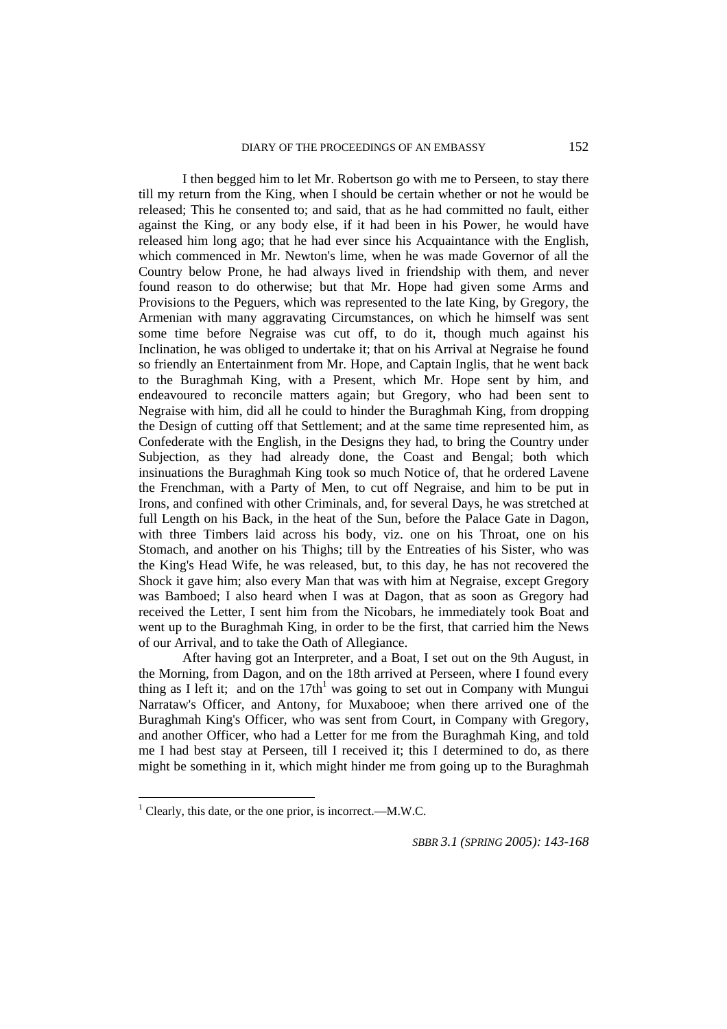I then begged him to let Mr. Robertson go with me to Perseen, to stay there till my return from the King, when I should be certain whether or not he would be released; This he consented to; and said, that as he had committed no fault, either against the King, or any body else, if it had been in his Power, he would have released him long ago; that he had ever since his Acquaintance with the English, which commenced in Mr. Newton's lime, when he was made Governor of all the Country below Prone, he had always lived in friendship with them, and never found reason to do otherwise; but that Mr. Hope had given some Arms and Provisions to the Peguers, which was represented to the late King, by Gregory, the Armenian with many aggravating Circumstances, on which he himself was sent some time before Negraise was cut off, to do it, though much against his Inclination, he was obliged to undertake it; that on his Arrival at Negraise he found so friendly an Entertainment from Mr. Hope, and Captain Inglis, that he went back to the Buraghmah King, with a Present, which Mr. Hope sent by him, and endeavoured to reconcile matters again; but Gregory, who had been sent to Negraise with him, did all he could to hinder the Buraghmah King, from dropping the Design of cutting off that Settlement; and at the same time represented him, as Confederate with the English, in the Designs they had, to bring the Country under Subjection, as they had already done, the Coast and Bengal; both which insinuations the Buraghmah King took so much Notice of, that he ordered Lavene the Frenchman, with a Party of Men, to cut off Negraise, and him to be put in Irons, and confined with other Criminals, and, for several Days, he was stretched at full Length on his Back, in the heat of the Sun, before the Palace Gate in Dagon, with three Timbers laid across his body, viz. one on his Throat, one on his Stomach, and another on his Thighs; till by the Entreaties of his Sister, who was the King's Head Wife, he was released, but, to this day, he has not recovered the Shock it gave him; also every Man that was with him at Negraise, except Gregory was Bamboed; I also heard when I was at Dagon, that as soon as Gregory had received the Letter, I sent him from the Nicobars, he immediately took Boat and went up to the Buraghmah King, in order to be the first, that carried him the News of our Arrival, and to take the Oath of Allegiance.

After having got an Interpreter, and a Boat, I set out on the 9th August, in the Morning, from Dagon, and on the 18th arrived at Perseen, where I found every thing as I left it; and on the 17th[1] was going to set out in Company with Mungui Narrataw's Officer, and Antony, for Muxabooe; when there arrived one of the Buraghmah King's Officer, who was sent from Court, in Company with Gregory, and another Officer, who had a Letter for me from the Buraghmah King, and told me I had best stay at Perseen, till I received it; this I determined to do, as there might be something in it, which might hinder me from going up to the Buraghmah

[1] Clearly, this date, or the one prior, is incorrect.—M.W.C.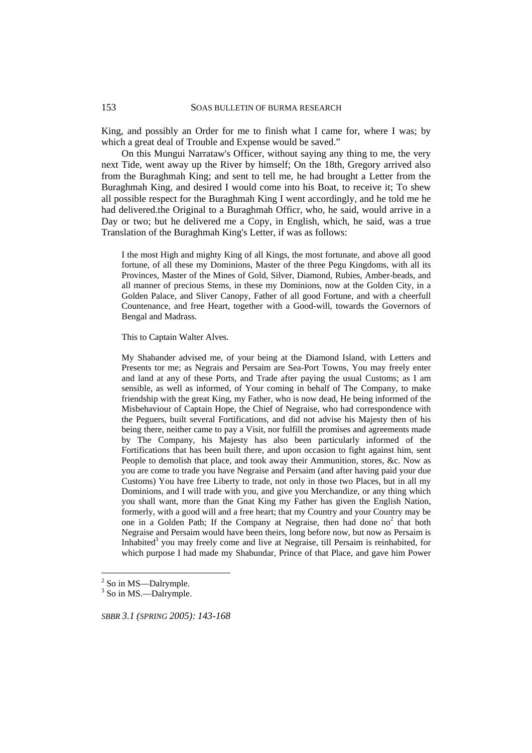King, and possibly an Order for me to finish what I came for, where I was; by which a great deal of Trouble and Expense would be saved."

On this Mungui Narrataw's Officer, without saying any thing to me, the very next Tide, went away up the River by himself; On the 18th, Gregory arrived also from the Buraghmah King; and sent to tell me, he had brought a Letter from the Buraghmah King, and desired I would come into his Boat, to receive it; To shew all possible respect for the Buraghmah King I went accordingly, and he told me he had delivered.the Original to a Buraghmah Officr, who, he said, would arrive in a Day or two; but he delivered me a Copy, in English, which, he said, was a true Translation of the Buraghmah King's Letter, if was as follows:

> I the most High and mighty King of all Kings, the most fortunate, and above all good fortune, of all these my Dominions, Master of the three Pegu Kingdoms, with all its Provinces, Master of the Mines of Gold, Silver, Diamond, Rubies, Amber-beads, and all manner of precious Stems, in these my Dominions, now at the Golden City, in a Golden Palace, and Sliver Canopy, Father of all good Fortune, and with a cheerfull Countenance, and free Heart, together with a Good-will, towards the Governors of Bengal and Madrass.
>
> This to Captain Walter Alves.
>
> My Shabander advised me, of your being at the Diamond Island, with Letters and Presents tor me; as Negrais and Persaim are Sea-Port Towns, You may freely enter and land at any of these Ports, and Trade after paying the usual Customs; as I am sensible, as well as informed, of Your coming in behalf of The Company, to make friendship with the great King, my Father, who is now dead, He being informed of the Misbehaviour of Captain Hope, the Chief of Negraise, who had correspondence with the Peguers, built several Fortifications, and did not advise his Majesty then of his being there, neither came to pay a Visit, nor fulfill the promises and agreements made by The Company, his Majesty has also been particularly informed of the Fortifications that has been built there, and upon occasion to fight against him, sent People to demolish that place, and took away their Ammunition, stores, &c. Now as you are come to trade you have Negraise and Persaim (and after having paid your due Customs) You have free Liberty to trade, not only in those two Places, but in all my Dominions, and I will trade with you, and give you Merchandize, or any thing which you shall want, more than the Gnat King my Father has given the English Nation, formerly, with a good will and a free heart; that my Country and your Country may be one in a Golden Path; If the Company at Negraise, then had done no[2] that both Negraise and Persaim would have been theirs, long before now, but now as Persaim is Inhabited[3] you may freely come and live at Negraise, till Persaim is reinhabited, for which purpose I had made my Shabundar, Prince of that Place, and gave him Power

[2] So in MS—Dalrymple.
[3] So in MS.—Dalrymple.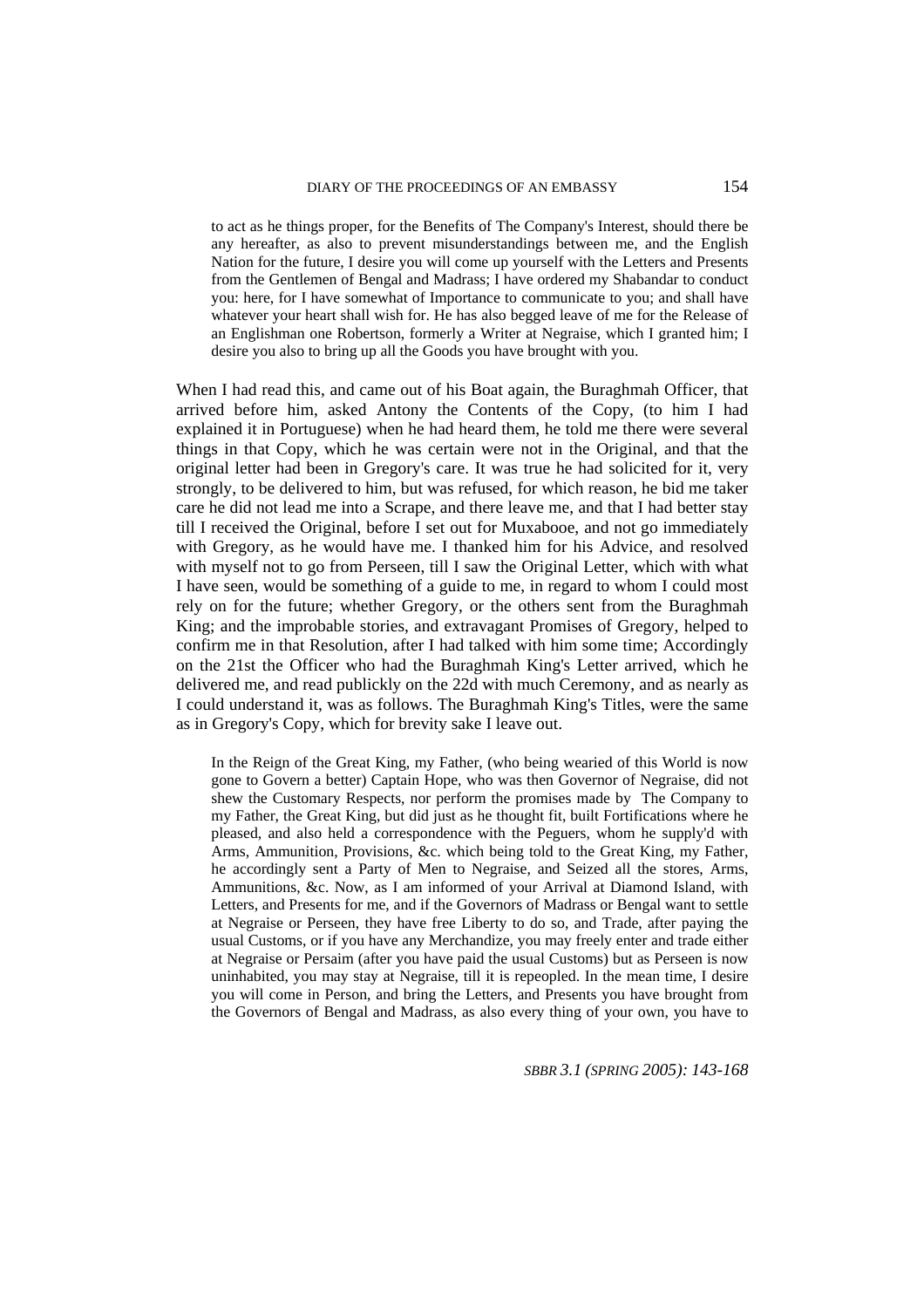> to act as he things proper, for the Benefits of The Company's Interest, should there be any hereafter, as also to prevent misunderstandings between me, and the English Nation for the future, I desire you will come up yourself with the Letters and Presents from the Gentlemen of Bengal and Madrass; I have ordered my Shabandar to conduct you: here, for I have somewhat of Importance to communicate to you; and shall have whatever your heart shall wish for. He has also begged leave of me for the Release of an Englishman one Robertson, formerly a Writer at Negraise, which I granted him; I desire you also to bring up all the Goods you have brought with you.

When I had read this, and came out of his Boat again, the Buraghmah Officer, that arrived before him, asked Antony the Contents of the Copy, (to him I had explained it in Portuguese) when he had heard them, he told me there were several things in that Copy, which he was certain were not in the Original, and that the original letter had been in Gregory's care. It was true he had solicited for it, very strongly, to be delivered to him, but was refused, for which reason, he bid me taker care he did not lead me into a Scrape, and there leave me, and that I had better stay till I received the Original, before I set out for Muxabooe, and not go immediately with Gregory, as he would have me. I thanked him for his Advice, and resolved with myself not to go from Perseen, till I saw the Original Letter, which with what I have seen, would be something of a guide to me, in regard to whom I could most rely on for the future; whether Gregory, or the others sent from the Buraghmah King; and the improbable stories, and extravagant Promises of Gregory, helped to confirm me in that Resolution, after I had talked with him some time; Accordingly on the 21st the Officer who had the Buraghmah King's Letter arrived, which he delivered me, and read publickly on the 22d with much Ceremony, and as nearly as I could understand it, was as follows. The Buraghmah King's Titles, were the same as in Gregory's Copy, which for brevity sake I leave out.

> In the Reign of the Great King, my Father, (who being wearied of this World is now gone to Govern a better) Captain Hope, who was then Governor of Negraise, did not shew the Customary Respects, nor perform the promises made by The Company to my Father, the Great King, but did just as he thought fit, built Fortifications where he pleased, and also held a correspondence with the Peguers, whom he supply'd with Arms, Ammunition, Provisions, &c. which being told to the Great King, my Father, he accordingly sent a Party of Men to Negraise, and Seized all the stores, Arms, Ammunitions, &c. Now, as I am informed of your Arrival at Diamond Island, with Letters, and Presents for me, and if the Governors of Madrass or Bengal want to settle at Negraise or Perseen, they have free Liberty to do so, and Trade, after paying the usual Customs, or if you have any Merchandize, you may freely enter and trade either at Negraise or Persaim (after you have paid the usual Customs) but as Perseen is now uninhabited, you may stay at Negraise, till it is repeopled. In the mean time, I desire you will come in Person, and bring the Letters, and Presents you have brought from the Governors of Bengal and Madrass, as also every thing of your own, you have to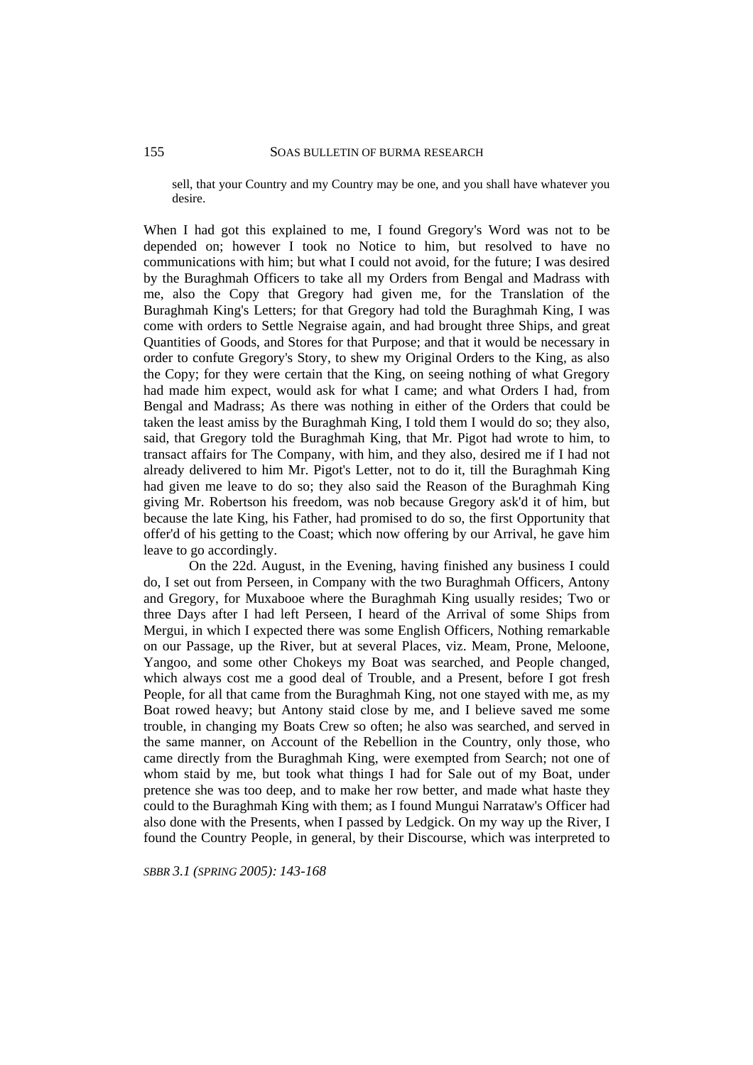> sell, that your Country and my Country may be one, and you shall have whatever you desire.

When I had got this explained to me, I found Gregory's Word was not to be depended on; however I took no Notice to him, but resolved to have no communications with him; but what I could not avoid, for the future; I was desired by the Buraghmah Officers to take all my Orders from Bengal and Madrass with me, also the Copy that Gregory had given me, for the Translation of the Buraghmah King's Letters; for that Gregory had told the Buraghmah King, I was come with orders to Settle Negraise again, and had brought three Ships, and great Quantities of Goods, and Stores for that Purpose; and that it would be necessary in order to confute Gregory's Story, to shew my Original Orders to the King, as also the Copy; for they were certain that the King, on seeing nothing of what Gregory had made him expect, would ask for what I came; and what Orders I had, from Bengal and Madrass; As there was nothing in either of the Orders that could be taken the least amiss by the Buraghmah King, I told them I would do so; they also, said, that Gregory told the Buraghmah King, that Mr. Pigot had wrote to him, to transact affairs for The Company, with him, and they also, desired me if I had not already delivered to him Mr. Pigot's Letter, not to do it, till the Buraghmah King had given me leave to do so; they also said the Reason of the Buraghmah King giving Mr. Robertson his freedom, was nob because Gregory ask'd it of him, but because the late King, his Father, had promised to do so, the first Opportunity that offer'd of his getting to the Coast; which now offering by our Arrival, he gave him leave to go accordingly.

On the 22d. August, in the Evening, having finished any business I could do, I set out from Perseen, in Company with the two Buraghmah Officers, Antony and Gregory, for Muxabooe where the Buraghmah King usually resides; Two or three Days after I had left Perseen, I heard of the Arrival of some Ships from Mergui, in which I expected there was some English Officers, Nothing remarkable on our Passage, up the River, but at several Places, viz. Meam, Prone, Meloone, Yangoo, and some other Chokeys my Boat was searched, and People changed, which always cost me a good deal of Trouble, and a Present, before I got fresh People, for all that came from the Buraghmah King, not one stayed with me, as my Boat rowed heavy; but Antony staid close by me, and I believe saved me some trouble, in changing my Boats Crew so often; he also was searched, and served in the same manner, on Account of the Rebellion in the Country, only those, who came directly from the Buraghmah King, were exempted from Search; not one of whom staid by me, but took what things I had for Sale out of my Boat, under pretence she was too deep, and to make her row better, and made what haste they could to the Buraghmah King with them; as I found Mungui Narrataw's Officer had also done with the Presents, when I passed by Ledgick. On my way up the River, I found the Country People, in general, by their Discourse, which was interpreted to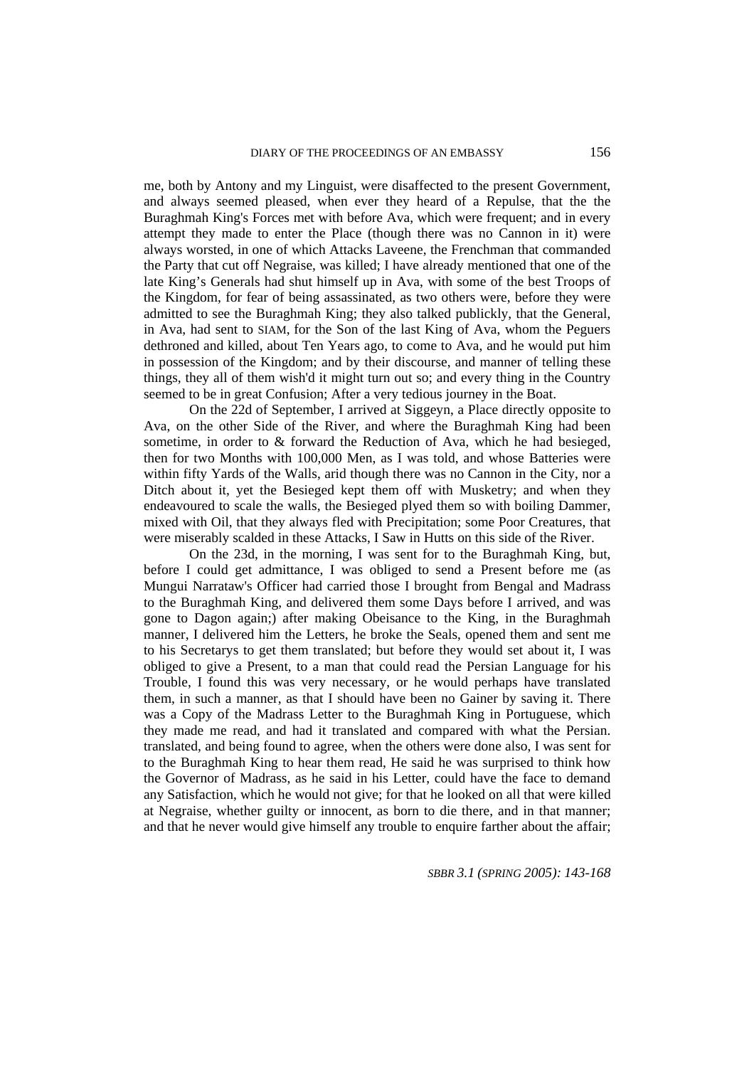me, both by Antony and my Linguist, were disaffected to the present Government, and always seemed pleased, when ever they heard of a Repulse, that the the Buraghmah King's Forces met with before Ava, which were frequent; and in every attempt they made to enter the Place (though there was no Cannon in it) were always worsted, in one of which Attacks Laveene, the Frenchman that commanded the Party that cut off Negraise, was killed; I have already mentioned that one of the late King's Generals had shut himself up in Ava, with some of the best Troops of the Kingdom, for fear of being assassinated, as two others were, before they were admitted to see the Buraghmah King; they also talked publickly, that the General, in Ava, had sent to SIAM, for the Son of the last King of Ava, whom the Peguers dethroned and killed, about Ten Years ago, to come to Ava, and he would put him in possession of the Kingdom; and by their discourse, and manner of telling these things, they all of them wish'd it might turn out so; and every thing in the Country seemed to be in great Confusion; After a very tedious journey in the Boat.

On the 22d of September, I arrived at Siggeyn, a Place directly opposite to Ava, on the other Side of the River, and where the Buraghmah King had been sometime, in order to & forward the Reduction of Ava, which he had besieged, then for two Months with 100,000 Men, as I was told, and whose Batteries were within fifty Yards of the Walls, arid though there was no Cannon in the City, nor a Ditch about it, yet the Besieged kept them off with Musketry; and when they endeavoured to scale the walls, the Besieged plyed them so with boiling Dammer, mixed with Oil, that they always fled with Precipitation; some Poor Creatures, that were miserably scalded in these Attacks, I Saw in Hutts on this side of the River.

On the 23d, in the morning, I was sent for to the Buraghmah King, but, before I could get admittance, I was obliged to send a Present before me (as Mungui Narrataw's Officer had carried those I brought from Bengal and Madrass to the Buraghmah King, and delivered them some Days before I arrived, and was gone to Dagon again;) after making Obeisance to the King, in the Buraghmah manner, I delivered him the Letters, he broke the Seals, opened them and sent me to his Secretarys to get them translated; but before they would set about it, I was obliged to give a Present, to a man that could read the Persian Language for his Trouble, I found this was very necessary, or he would perhaps have translated them, in such a manner, as that I should have been no Gainer by saving it. There was a Copy of the Madrass Letter to the Buraghmah King in Portuguese, which they made me read, and had it translated and compared with what the Persian. translated, and being found to agree, when the others were done also, I was sent for to the Buraghmah King to hear them read, He said he was surprised to think how the Governor of Madrass, as he said in his Letter, could have the face to demand any Satisfaction, which he would not give; for that he looked on all that were killed at Negraise, whether guilty or innocent, as born to die there, and in that manner; and that he never would give himself any trouble to enquire farther about the affair;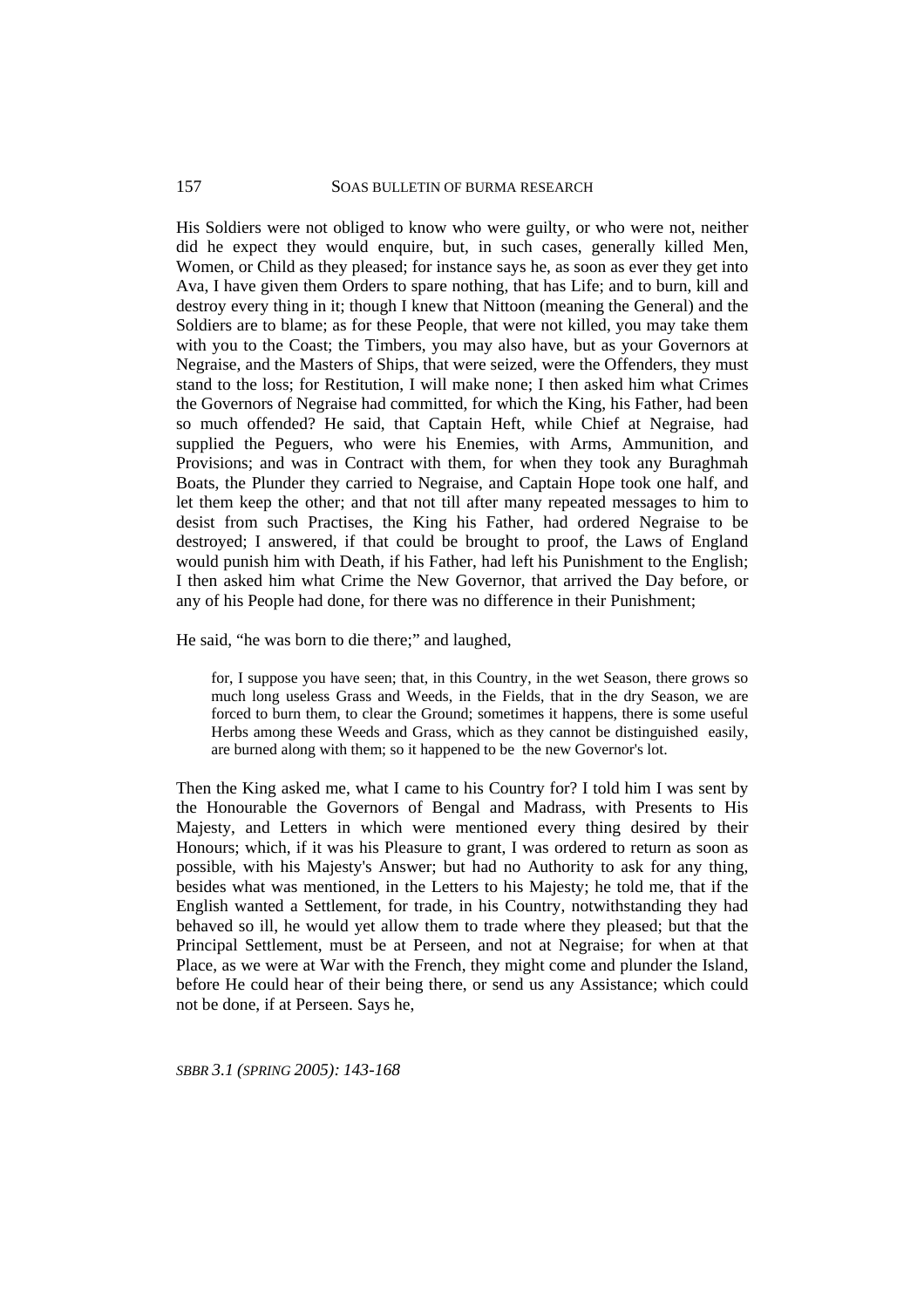His Soldiers were not obliged to know who were guilty, or who were not, neither did he expect they would enquire, but, in such cases, generally killed Men, Women, or Child as they pleased; for instance says he, as soon as ever they get into Ava, I have given them Orders to spare nothing, that has Life; and to burn, kill and destroy every thing in it; though I knew that Nittoon (meaning the General) and the Soldiers are to blame; as for these People, that were not killed, you may take them with you to the Coast; the Timbers, you may also have, but as your Governors at Negraise, and the Masters of Ships, that were seized, were the Offenders, they must stand to the loss; for Restitution, I will make none; I then asked him what Crimes the Governors of Negraise had committed, for which the King, his Father, had been so much offended? He said, that Captain Heft, while Chief at Negraise, had supplied the Peguers, who were his Enemies, with Arms, Ammunition, and Provisions; and was in Contract with them, for when they took any Buraghmah Boats, the Plunder they carried to Negraise, and Captain Hope took one half, and let them keep the other; and that not till after many repeated messages to him to desist from such Practises, the King his Father, had ordered Negraise to be destroyed; I answered, if that could be brought to proof, the Laws of England would punish him with Death, if his Father, had left his Punishment to the English; I then asked him what Crime the New Governor, that arrived the Day before, or any of his People had done, for there was no difference in their Punishment;

He said, "he was born to die there;" and laughed,

> for, I suppose you have seen; that, in this Country, in the wet Season, there grows so much long useless Grass and Weeds, in the Fields, that in the dry Season, we are forced to burn them, to clear the Ground; sometimes it happens, there is some useful Herbs among these Weeds and Grass, which as they cannot be distinguished easily, are burned along with them; so it happened to be the new Governor's lot.

Then the King asked me, what I came to his Country for? I told him I was sent by the Honourable the Governors of Bengal and Madrass, with Presents to His Majesty, and Letters in which were mentioned every thing desired by their Honours; which, if it was his Pleasure to grant, I was ordered to return as soon as possible, with his Majesty's Answer; but had no Authority to ask for any thing, besides what was mentioned, in the Letters to his Majesty; he told me, that if the English wanted a Settlement, for trade, in his Country, notwithstanding they had behaved so ill, he would yet allow them to trade where they pleased; but that the Principal Settlement, must be at Perseen, and not at Negraise; for when at that Place, as we were at War with the French, they might come and plunder the Island, before He could hear of their being there, or send us any Assistance; which could not be done, if at Perseen. Says he,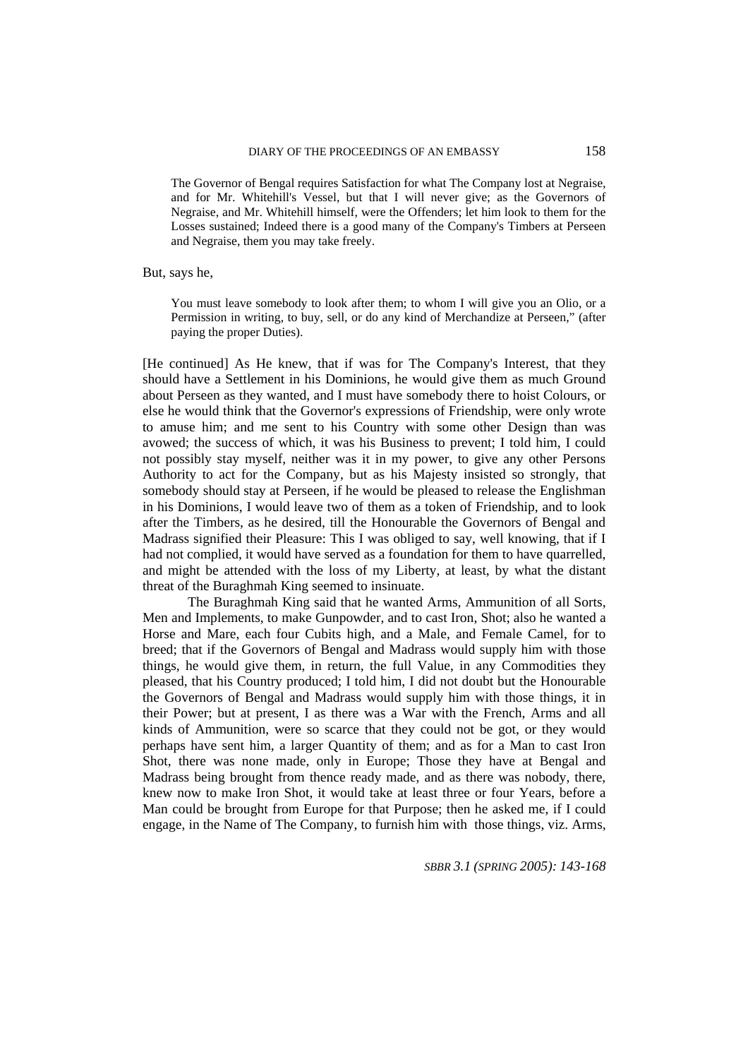> The Governor of Bengal requires Satisfaction for what The Company lost at Negraise, and for Mr. Whitehill's Vessel, but that I will never give; as the Governors of Negraise, and Mr. Whitehill himself, were the Offenders; let him look to them for the Losses sustained; Indeed there is a good many of the Company's Timbers at Perseen and Negraise, them you may take freely.

But, says he,

> You must leave somebody to look after them; to whom I will give you an Olio, or a Permission in writing, to buy, sell, or do any kind of Merchandize at Perseen," (after paying the proper Duties).

[He continued] As He knew, that if was for The Company's Interest, that they should have a Settlement in his Dominions, he would give them as much Ground about Perseen as they wanted, and I must have somebody there to hoist Colours, or else he would think that the Governor's expressions of Friendship, were only wrote to amuse him; and me sent to his Country with some other Design than was avowed; the success of which, it was his Business to prevent; I told him, I could not possibly stay myself, neither was it in my power, to give any other Persons Authority to act for the Company, but as his Majesty insisted so strongly, that somebody should stay at Perseen, if he would be pleased to release the Englishman in his Dominions, I would leave two of them as a token of Friendship, and to look after the Timbers, as he desired, till the Honourable the Governors of Bengal and Madrass signified their Pleasure: This I was obliged to say, well knowing, that if I had not complied, it would have served as a foundation for them to have quarrelled, and might be attended with the loss of my Liberty, at least, by what the distant threat of the Buraghmah King seemed to insinuate.

The Buraghmah King said that he wanted Arms, Ammunition of all Sorts, Men and Implements, to make Gunpowder, and to cast Iron, Shot; also he wanted a Horse and Mare, each four Cubits high, and a Male, and Female Camel, for to breed; that if the Governors of Bengal and Madrass would supply him with those things, he would give them, in return, the full Value, in any Commodities they pleased, that his Country produced; I told him, I did not doubt but the Honourable the Governors of Bengal and Madrass would supply him with those things, it in their Power; but at present, I as there was a War with the French, Arms and all kinds of Ammunition, were so scarce that they could not be got, or they would perhaps have sent him, a larger Quantity of them; and as for a Man to cast Iron Shot, there was none made, only in Europe; Those they have at Bengal and Madrass being brought from thence ready made, and as there was nobody, there, knew now to make Iron Shot, it would take at least three or four Years, before a Man could be brought from Europe for that Purpose; then he asked me, if I could engage, in the Name of The Company, to furnish him with those things, viz. Arms,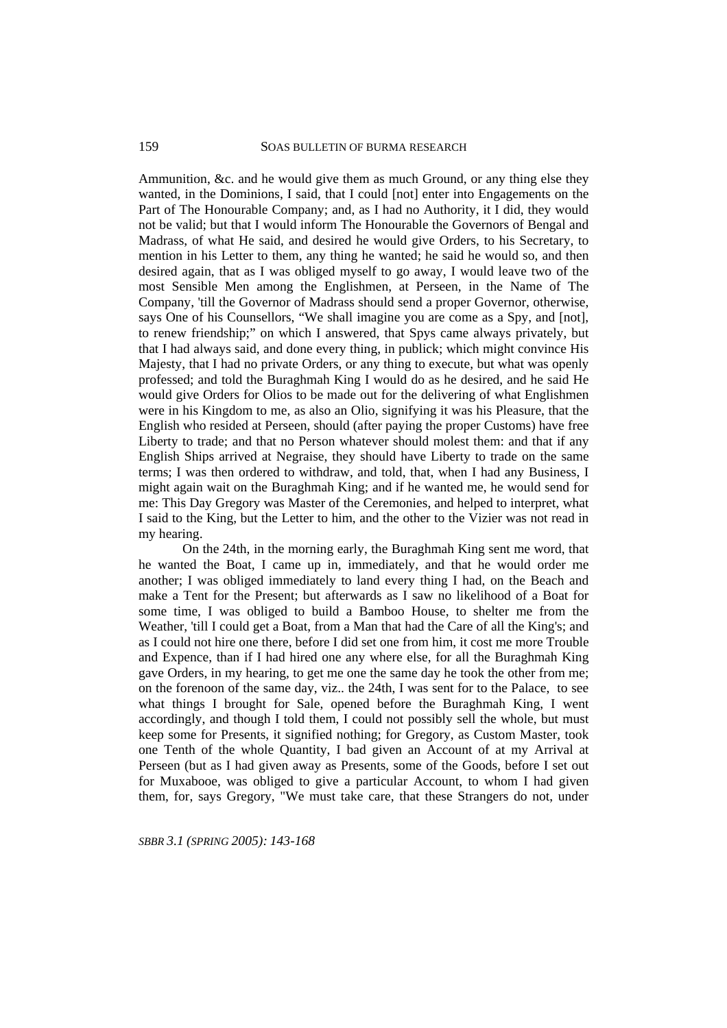Ammunition, &c. and he would give them as much Ground, or any thing else they wanted, in the Dominions, I said, that I could [not] enter into Engagements on the Part of The Honourable Company; and, as I had no Authority, it I did, they would not be valid; but that I would inform The Honourable the Governors of Bengal and Madrass, of what He said, and desired he would give Orders, to his Secretary, to mention in his Letter to them, any thing he wanted; he said he would so, and then desired again, that as I was obliged myself to go away, I would leave two of the most Sensible Men among the Englishmen, at Perseen, in the Name of The Company, 'till the Governor of Madrass should send a proper Governor, otherwise, says One of his Counsellors, "We shall imagine you are come as a Spy, and [not], to renew friendship;" on which I answered, that Spys came always privately, but that I had always said, and done every thing, in publick; which might convince His Majesty, that I had no private Orders, or any thing to execute, but what was openly professed; and told the Buraghmah King I would do as he desired, and he said He would give Orders for Olios to be made out for the delivering of what Englishmen were in his Kingdom to me, as also an Olio, signifying it was his Pleasure, that the English who resided at Perseen, should (after paying the proper Customs) have free Liberty to trade; and that no Person whatever should molest them: and that if any English Ships arrived at Negraise, they should have Liberty to trade on the same terms; I was then ordered to withdraw, and told, that, when I had any Business, I might again wait on the Buraghmah King; and if he wanted me, he would send for me: This Day Gregory was Master of the Ceremonies, and helped to interpret, what I said to the King, but the Letter to him, and the other to the Vizier was not read in my hearing.

On the 24th, in the morning early, the Buraghmah King sent me word, that he wanted the Boat, I came up in, immediately, and that he would order me another; I was obliged immediately to land every thing I had, on the Beach and make a Tent for the Present; but afterwards as I saw no likelihood of a Boat for some time, I was obliged to build a Bamboo House, to shelter me from the Weather, 'till I could get a Boat, from a Man that had the Care of all the King's; and as I could not hire one there, before I did set one from him, it cost me more Trouble and Expence, than if I had hired one any where else, for all the Buraghmah King gave Orders, in my hearing, to get me one the same day he took the other from me; on the forenoon of the same day, viz.. the 24th, I was sent for to the Palace, to see what things I brought for Sale, opened before the Buraghmah King, I went accordingly, and though I told them, I could not possibly sell the whole, but must keep some for Presents, it signified nothing; for Gregory, as Custom Master, took one Tenth of the whole Quantity, I bad given an Account of at my Arrival at Perseen (but as I had given away as Presents, some of the Goods, before I set out for Muxabooe, was obliged to give a particular Account, to whom I had given them, for, says Gregory, "We must take care, that these Strangers do not, under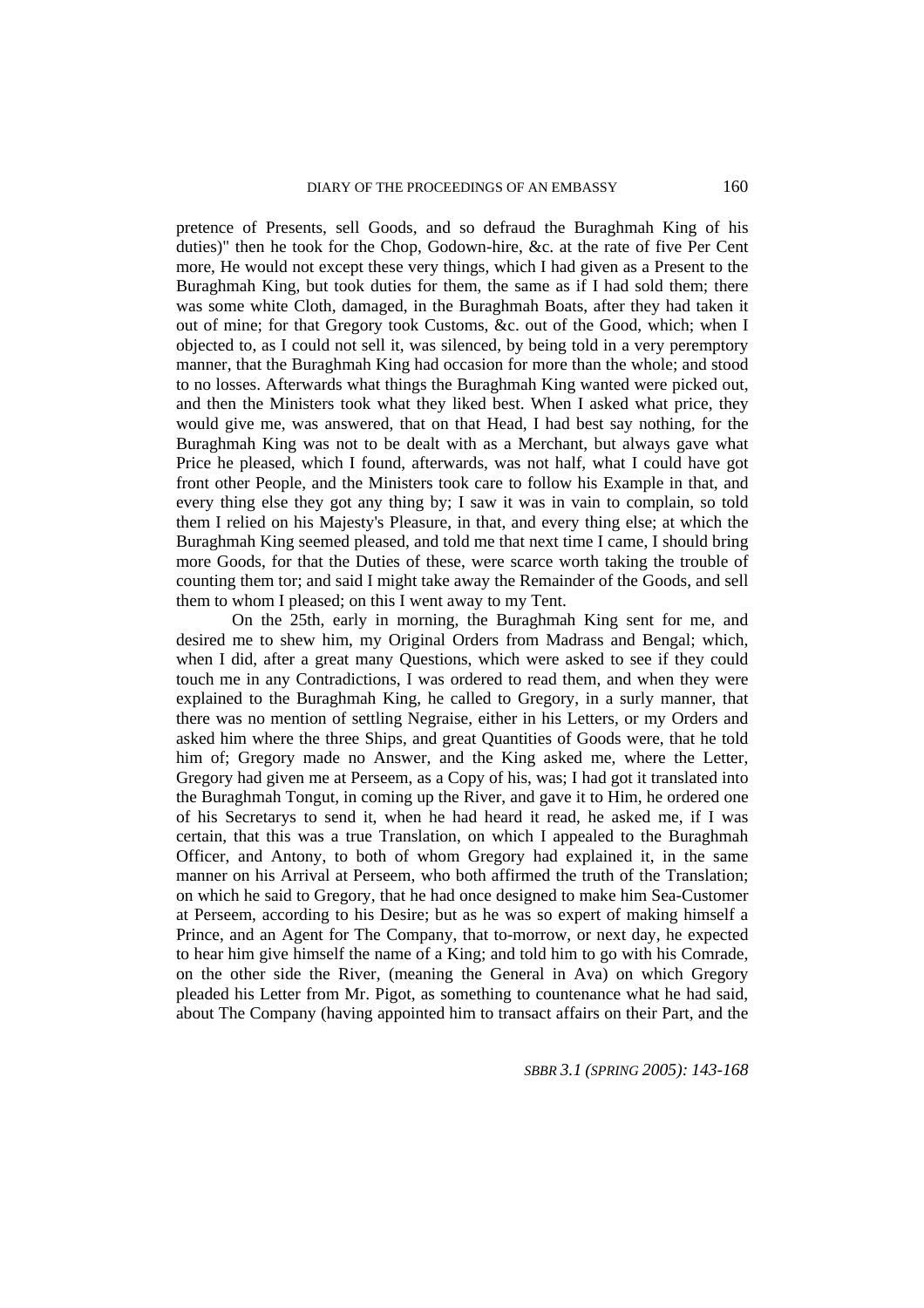pretence of Presents, sell Goods, and so defraud the Buraghmah King of his duties)" then he took for the Chop, Godown-hire, &c. at the rate of five Per Cent more, He would not except these very things, which I had given as a Present to the Buraghmah King, but took duties for them, the same as if I had sold them; there was some white Cloth, damaged, in the Buraghmah Boats, after they had taken it out of mine; for that Gregory took Customs, &c. out of the Good, which; when I objected to, as I could not sell it, was silenced, by being told in a very peremptory manner, that the Buraghmah King had occasion for more than the whole; and stood to no losses. Afterwards what things the Buraghmah King wanted were picked out, and then the Ministers took what they liked best. When I asked what price, they would give me, was answered, that on that Head, I had best say nothing, for the Buraghmah King was not to be dealt with as a Merchant, but always gave what Price he pleased, which I found, afterwards, was not half, what I could have got front other People, and the Ministers took care to follow his Example in that, and every thing else they got any thing by; I saw it was in vain to complain, so told them I relied on his Majesty's Pleasure, in that, and every thing else; at which the Buraghmah King seemed pleased, and told me that next time I came, I should bring more Goods, for that the Duties of these, were scarce worth taking the trouble of counting them tor; and said I might take away the Remainder of the Goods, and sell them to whom I pleased; on this I went away to my Tent.

On the 25th, early in morning, the Buraghmah King sent for me, and desired me to shew him, my Original Orders from Madrass and Bengal; which, when I did, after a great many Questions, which were asked to see if they could touch me in any Contradictions, I was ordered to read them, and when they were explained to the Buraghmah King, he called to Gregory, in a surly manner, that there was no mention of settling Negraise, either in his Letters, or my Orders and asked him where the three Ships, and great Quantities of Goods were, that he told him of; Gregory made no Answer, and the King asked me, where the Letter, Gregory had given me at Perseem, as a Copy of his, was; I had got it translated into the Buraghmah Tongut, in coming up the River, and gave it to Him, he ordered one of his Secretarys to send it, when he had heard it read, he asked me, if I was certain, that this was a true Translation, on which I appealed to the Buraghmah Officer, and Antony, to both of whom Gregory had explained it, in the same manner on his Arrival at Perseem, who both affirmed the truth of the Translation; on which he said to Gregory, that he had once designed to make him Sea-Customer at Perseem, according to his Desire; but as he was so expert of making himself a Prince, and an Agent for The Company, that to-morrow, or next day, he expected to hear him give himself the name of a King; and told him to go with his Comrade, on the other side the River, (meaning the General in Ava) on which Gregory pleaded his Letter from Mr. Pigot, as something to countenance what he had said, about The Company (having appointed him to transact affairs on their Part, and the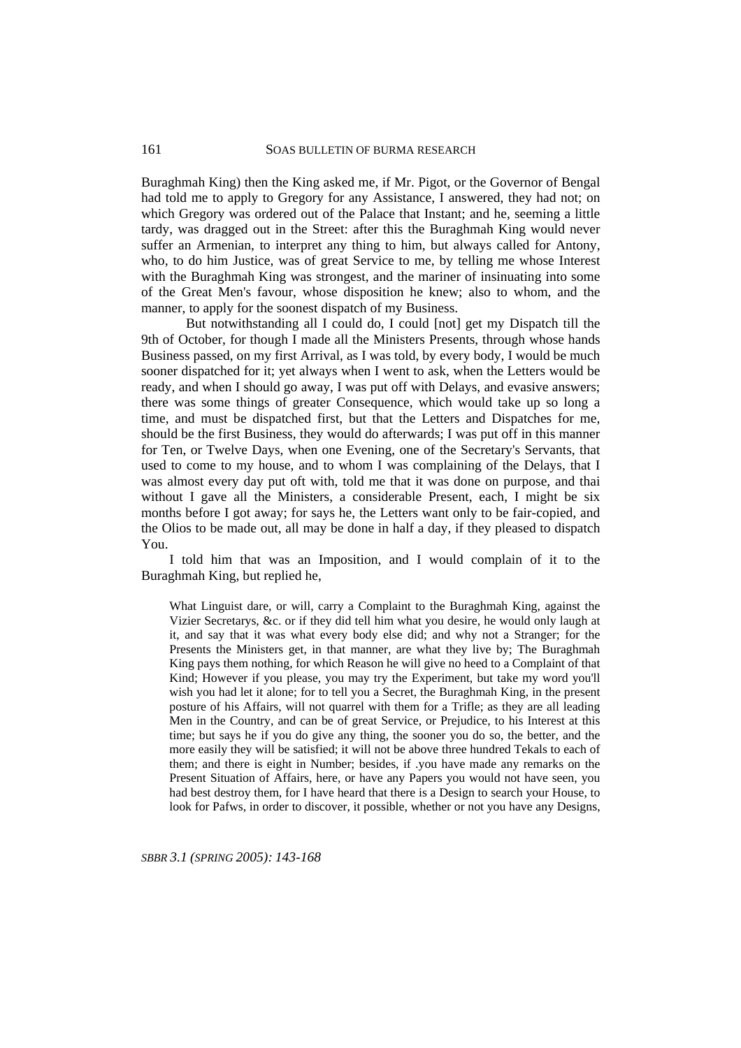Buraghmah King) then the King asked me, if Mr. Pigot, or the Governor of Bengal had told me to apply to Gregory for any Assistance, I answered, they had not; on which Gregory was ordered out of the Palace that Instant; and he, seeming a little tardy, was dragged out in the Street: after this the Buraghmah King would never suffer an Armenian, to interpret any thing to him, but always called for Antony, who, to do him Justice, was of great Service to me, by telling me whose Interest with the Buraghmah King was strongest, and the mariner of insinuating into some of the Great Men's favour, whose disposition he knew; also to whom, and the manner, to apply for the soonest dispatch of my Business.

But notwithstanding all I could do, I could [not] get my Dispatch till the 9th of October, for though I made all the Ministers Presents, through whose hands Business passed, on my first Arrival, as I was told, by every body, I would be much sooner dispatched for it; yet always when I went to ask, when the Letters would be ready, and when I should go away, I was put off with Delays, and evasive answers; there was some things of greater Consequence, which would take up so long a time, and must be dispatched first, but that the Letters and Dispatches for me, should be the first Business, they would do afterwards; I was put off in this manner for Ten, or Twelve Days, when one Evening, one of the Secretary's Servants, that used to come to my house, and to whom I was complaining of the Delays, that I was almost every day put oft with, told me that it was done on purpose, and thai without I gave all the Ministers, a considerable Present, each, I might be six months before I got away; for says he, the Letters want only to be fair-copied, and the Olios to be made out, all may be done in half a day, if they pleased to dispatch You.

I told him that was an Imposition, and I would complain of it to the Buraghmah King, but replied he,

> What Linguist dare, or will, carry a Complaint to the Buraghmah King, against the Vizier Secretarys, &c. or if they did tell him what you desire, he would only laugh at it, and say that it was what every body else did; and why not a Stranger; for the Presents the Ministers get, in that manner, are what they live by; The Buraghmah King pays them nothing, for which Reason he will give no heed to a Complaint of that Kind; However if you please, you may try the Experiment, but take my word you'll wish you had let it alone; for to tell you a Secret, the Buraghmah King, in the present posture of his Affairs, will not quarrel with them for a Trifle; as they are all leading Men in the Country, and can be of great Service, or Prejudice, to his Interest at this time; but says he if you do give any thing, the sooner you do so, the better, and the more easily they will be satisfied; it will not be above three hundred Tekals to each of them; and there is eight in Number; besides, if .you have made any remarks on the Present Situation of Affairs, here, or have any Papers you would not have seen, you had best destroy them, for I have heard that there is a Design to search your House, to look for Pafws, in order to discover, it possible, whether or not you have any Designs,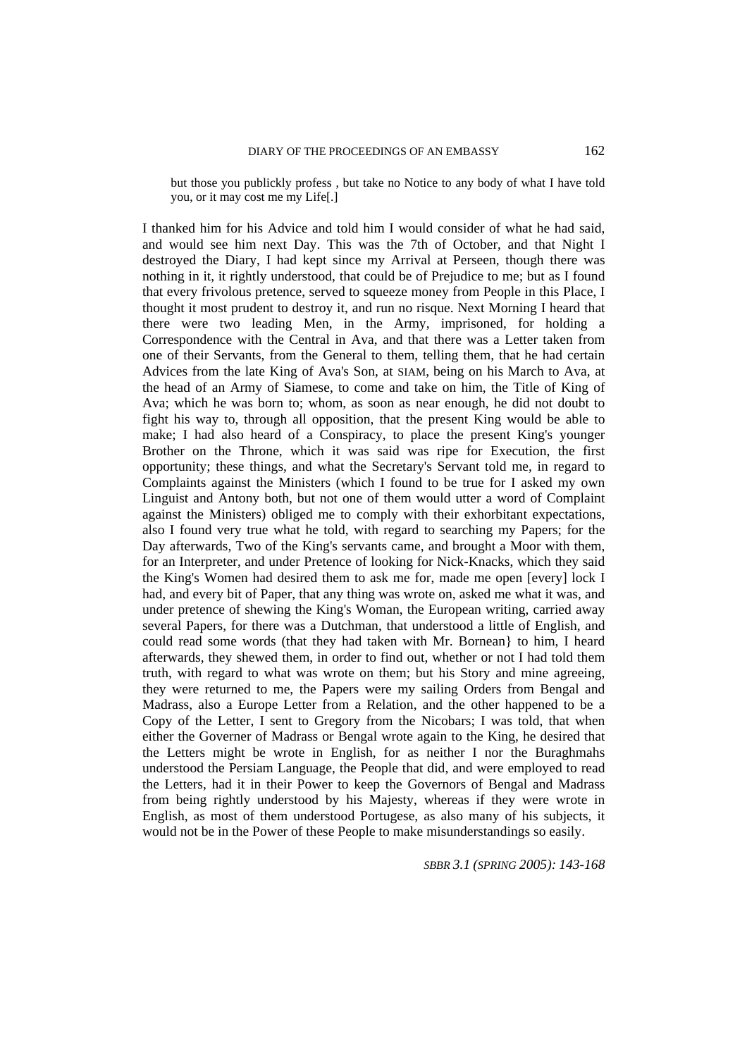> but those you publickly profess , but take no Notice to any body of what I have told you, or it may cost me my Life[.]

I thanked him for his Advice and told him I would consider of what he had said, and would see him next Day. This was the 7th of October, and that Night I destroyed the Diary, I had kept since my Arrival at Perseen, though there was nothing in it, it rightly understood, that could be of Prejudice to me; but as I found that every frivolous pretence, served to squeeze money from People in this Place, I thought it most prudent to destroy it, and run no risque. Next Morning I heard that there were two leading Men, in the Army, imprisoned, for holding a Correspondence with the Central in Ava, and that there was a Letter taken from one of their Servants, from the General to them, telling them, that he had certain Advices from the late King of Ava's Son, at SIAM, being on his March to Ava, at the head of an Army of Siamese, to come and take on him, the Title of King of Ava; which he was born to; whom, as soon as near enough, he did not doubt to fight his way to, through all opposition, that the present King would be able to make; I had also heard of a Conspiracy, to place the present King's younger Brother on the Throne, which it was said was ripe for Execution, the first opportunity; these things, and what the Secretary's Servant told me, in regard to Complaints against the Ministers (which I found to be true for I asked my own Linguist and Antony both, but not one of them would utter a word of Complaint against the Ministers) obliged me to comply with their exhorbitant expectations, also I found very true what he told, with regard to searching my Papers; for the Day afterwards, Two of the King's servants came, and brought a Moor with them, for an Interpreter, and under Pretence of looking for Nick-Knacks, which they said the King's Women had desired them to ask me for, made me open [every] lock I had, and every bit of Paper, that any thing was wrote on, asked me what it was, and under pretence of shewing the King's Woman, the European writing, carried away several Papers, for there was a Dutchman, that understood a little of English, and could read some words (that they had taken with Mr. Bornean} to him, I heard afterwards, they shewed them, in order to find out, whether or not I had told them truth, with regard to what was wrote on them; but his Story and mine agreeing, they were returned to me, the Papers were my sailing Orders from Bengal and Madrass, also a Europe Letter from a Relation, and the other happened to be a Copy of the Letter, I sent to Gregory from the Nicobars; I was told, that when either the Governer of Madrass or Bengal wrote again to the King, he desired that the Letters might be wrote in English, for as neither I nor the Buraghmahs understood the Persiam Language, the People that did, and were employed to read the Letters, had it in their Power to keep the Governors of Bengal and Madrass from being rightly understood by his Majesty, whereas if they were wrote in English, as most of them understood Portugese, as also many of his subjects, it would not be in the Power of these People to make misunderstandings so easily.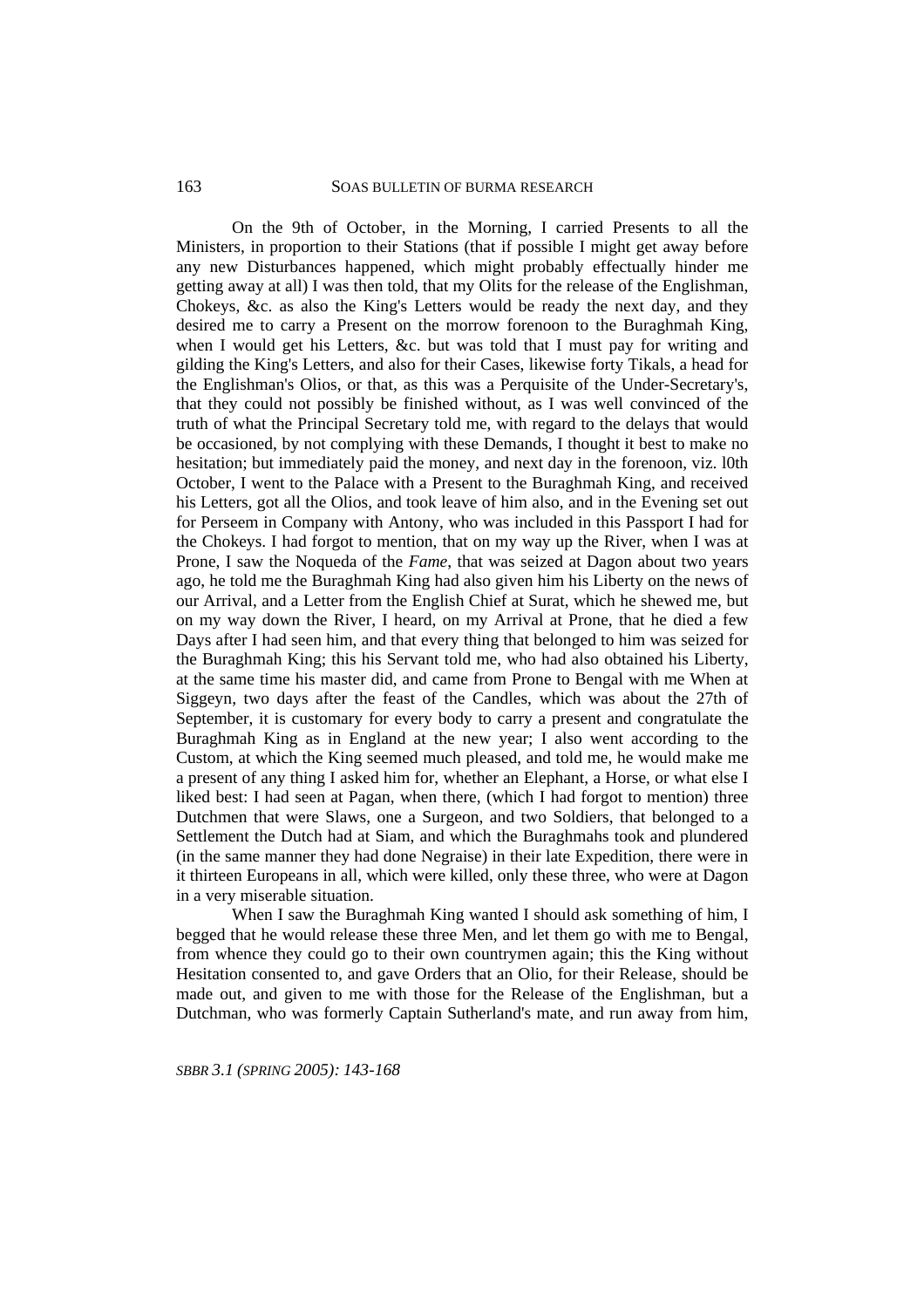On the 9th of October, in the Morning, I carried Presents to all the Ministers, in proportion to their Stations (that if possible I might get away before any new Disturbances happened, which might probably effectually hinder me getting away at all) I was then told, that my Olits for the release of the Englishman, Chokeys, &c. as also the King's Letters would be ready the next day, and they desired me to carry a Present on the morrow forenoon to the Buraghmah King, when I would get his Letters, &c. but was told that I must pay for writing and gilding the King's Letters, and also for their Cases, likewise forty Tikals, a head for the Englishman's Olios, or that, as this was a Perquisite of the Under-Secretary's, that they could not possibly be finished without, as I was well convinced of the truth of what the Principal Secretary told me, with regard to the delays that would be occasioned, by not complying with these Demands, I thought it best to make no hesitation; but immediately paid the money, and next day in the forenoon, viz. l0th October, I went to the Palace with a Present to the Buraghmah King, and received his Letters, got all the Olios, and took leave of him also, and in the Evening set out for Perseem in Company with Antony, who was included in this Passport I had for the Chokeys. I had forgot to mention, that on my way up the River, when I was at Prone, I saw the Noqueda of the *Fame*, that was seized at Dagon about two years ago, he told me the Buraghmah King had also given him his Liberty on the news of our Arrival, and a Letter from the English Chief at Surat, which he shewed me, but on my way down the River, I heard, on my Arrival at Prone, that he died a few Days after I had seen him, and that every thing that belonged to him was seized for the Buraghmah King; this his Servant told me, who had also obtained his Liberty, at the same time his master did, and came from Prone to Bengal with me When at Siggeyn, two days after the feast of the Candles, which was about the 27th of September, it is customary for every body to carry a present and congratulate the Buraghmah King as in England at the new year; I also went according to the Custom, at which the King seemed much pleased, and told me, he would make me a present of any thing I asked him for, whether an Elephant, a Horse, or what else I liked best: I had seen at Pagan, when there, (which I had forgot to mention) three Dutchmen that were Slaws, one a Surgeon, and two Soldiers, that belonged to a Settlement the Dutch had at Siam, and which the Buraghmahs took and plundered (in the same manner they had done Negraise) in their late Expedition, there were in it thirteen Europeans in all, which were killed, only these three, who were at Dagon in a very miserable situation.

When I saw the Buraghmah King wanted I should ask something of him, I begged that he would release these three Men, and let them go with me to Bengal, from whence they could go to their own countrymen again; this the King without Hesitation consented to, and gave Orders that an Olio, for their Release, should be made out, and given to me with those for the Release of the Englishman, but a Dutchman, who was formerly Captain Sutherland's mate, and run away from him,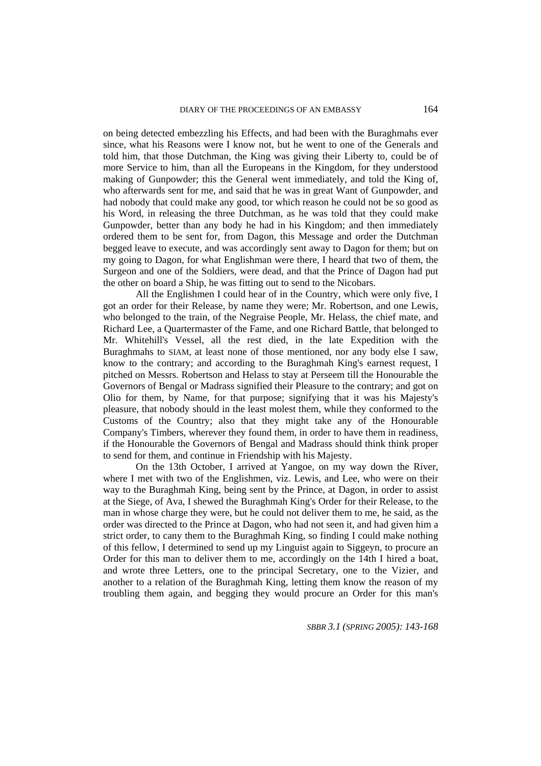on being detected embezzling his Effects, and had been with the Buraghmahs ever since, what his Reasons were I know not, but he went to one of the Generals and told him, that those Dutchman, the King was giving their Liberty to, could be of more Service to him, than all the Europeans in the Kingdom, for they understood making of Gunpowder; this the General went immediately, and told the King of, who afterwards sent for me, and said that he was in great Want of Gunpowder, and had nobody that could make any good, tor which reason he could not be so good as his Word, in releasing the three Dutchman, as he was told that they could make Gunpowder, better than any body he had in his Kingdom; and then immediately ordered them to be sent for, from Dagon, this Message and order the Dutchman begged leave to execute, and was accordingly sent away to Dagon for them; but on my going to Dagon, for what Englishman were there, I heard that two of them, the Surgeon and one of the Soldiers, were dead, and that the Prince of Dagon had put the other on board a Ship, he was fitting out to send to the Nicobars.

All the Englishmen I could hear of in the Country, which were only five, I got an order for their Release, by name they were; Mr. Robertson, and one Lewis, who belonged to the train, of the Negraise People, Mr. Helass, the chief mate, and Richard Lee, a Quartermaster of the Fame, and one Richard Battle, that belonged to Mr. Whitehill's Vessel, all the rest died, in the late Expedition with the Buraghmahs to SIAM, at least none of those mentioned, nor any body else I saw, know to the contrary; and according to the Buraghmah King's earnest request, I pitched on Messrs. Robertson and Helass to stay at Perseem till the Honourable the Governors of Bengal or Madrass signified their Pleasure to the contrary; and got on Olio for them, by Name, for that purpose; signifying that it was his Majesty's pleasure, that nobody should in the least molest them, while they conformed to the Customs of the Country; also that they might take any of the Honourable Company's Timbers, wherever they found them, in order to have them in readiness, if the Honourable the Governors of Bengal and Madrass should think think proper to send for them, and continue in Friendship with his Majesty.

On the 13th October, I arrived at Yangoe, on my way down the River, where I met with two of the Englishmen, viz. Lewis, and Lee, who were on their way to the Buraghmah King, being sent by the Prince, at Dagon, in order to assist at the Siege, of Ava, I shewed the Buraghmah King's Order for their Release, to the man in whose charge they were, but he could not deliver them to me, he said, as the order was directed to the Prince at Dagon, who had not seen it, and had given him a strict order, to cany them to the Buraghmah King, so finding I could make nothing of this fellow, I determined to send up my Linguist again to Siggeyn, to procure an Order for this man to deliver them to me, accordingly on the 14th I hired a boat, and wrote three Letters, one to the principal Secretary, one to the Vizier, and another to a relation of the Buraghmah King, letting them know the reason of my troubling them again, and begging they would procure an Order for this man's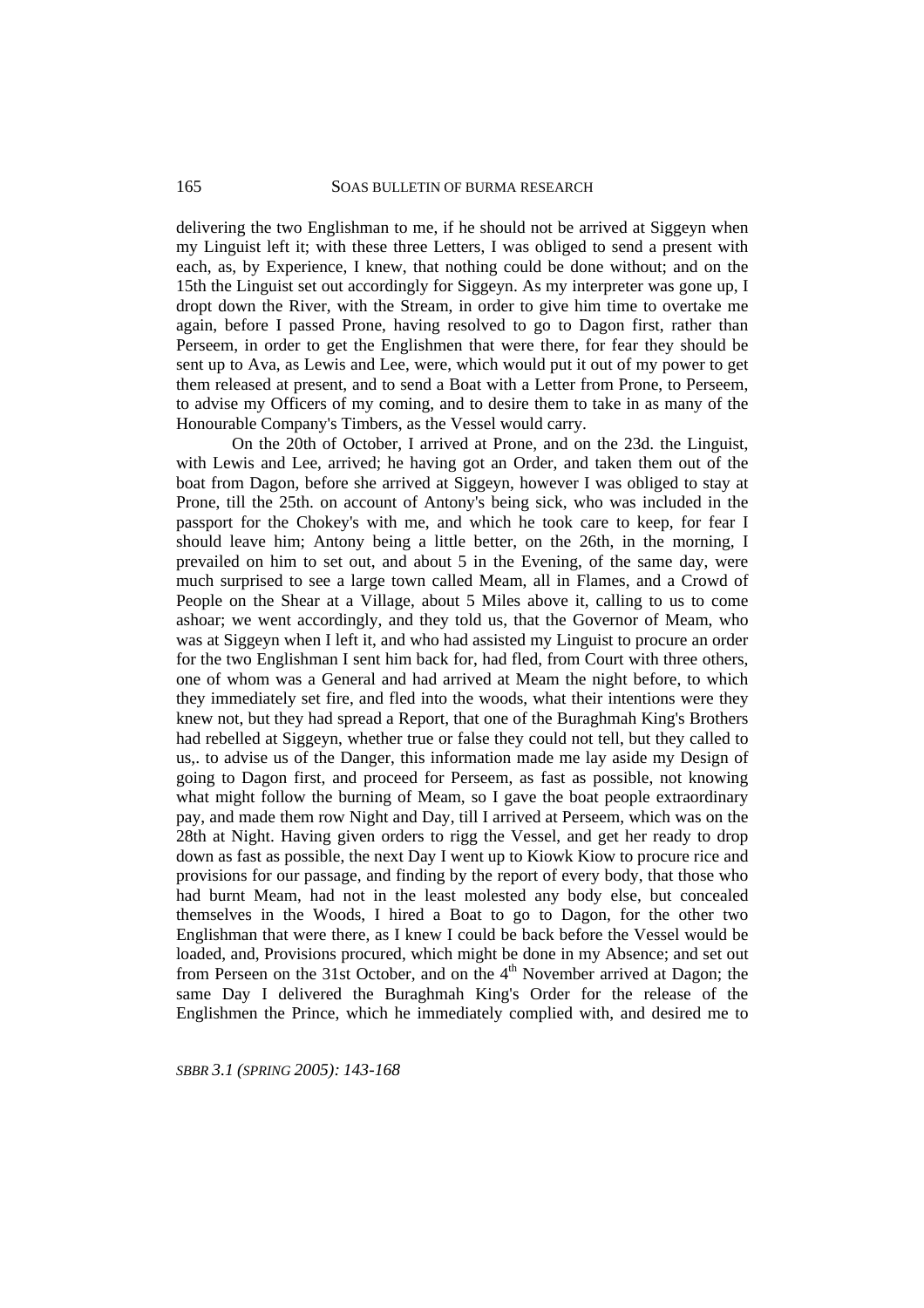delivering the two Englishman to me, if he should not be arrived at Siggeyn when my Linguist left it; with these three Letters, I was obliged to send a present with each, as, by Experience, I knew, that nothing could be done without; and on the 15th the Linguist set out accordingly for Siggeyn. As my interpreter was gone up, I dropt down the River, with the Stream, in order to give him time to overtake me again, before I passed Prone, having resolved to go to Dagon first, rather than Perseem, in order to get the Englishmen that were there, for fear they should be sent up to Ava, as Lewis and Lee, were, which would put it out of my power to get them released at present, and to send a Boat with a Letter from Prone, to Perseem, to advise my Officers of my coming, and to desire them to take in as many of the Honourable Company's Timbers, as the Vessel would carry.

On the 20th of October, I arrived at Prone, and on the 23d. the Linguist, with Lewis and Lee, arrived; he having got an Order, and taken them out of the boat from Dagon, before she arrived at Siggeyn, however I was obliged to stay at Prone, till the 25th. on account of Antony's being sick, who was included in the passport for the Chokey's with me, and which he took care to keep, for fear I should leave him; Antony being a little better, on the 26th, in the morning, I prevailed on him to set out, and about 5 in the Evening, of the same day, were much surprised to see a large town called Meam, all in Flames, and a Crowd of People on the Shear at a Village, about 5 Miles above it, calling to us to come ashoar; we went accordingly, and they told us, that the Governor of Meam, who was at Siggeyn when I left it, and who had assisted my Linguist to procure an order for the two Englishman I sent him back for, had fled, from Court with three others, one of whom was a General and had arrived at Meam the night before, to which they immediately set fire, and fled into the woods, what their intentions were they knew not, but they had spread a Report, that one of the Buraghmah King's Brothers had rebelled at Siggeyn, whether true or false they could not tell, but they called to us,. to advise us of the Danger, this information made me lay aside my Design of going to Dagon first, and proceed for Perseem, as fast as possible, not knowing what might follow the burning of Meam, so I gave the boat people extraordinary pay, and made them row Night and Day, till I arrived at Perseem, which was on the 28th at Night. Having given orders to rigg the Vessel, and get her ready to drop down as fast as possible, the next Day I went up to Kiowk Kiow to procure rice and provisions for our passage, and finding by the report of every body, that those who had burnt Meam, had not in the least molested any body else, but concealed themselves in the Woods, I hired a Boat to go to Dagon, for the other two Englishman that were there, as I knew I could be back before the Vessel would be loaded, and, Provisions procured, which might be done in my Absence; and set out from Perseen on the 31st October, and on the 4th November arrived at Dagon; the same Day I delivered the Buraghmah King's Order for the release of the Englishmen the Prince, which he immediately complied with, and desired me to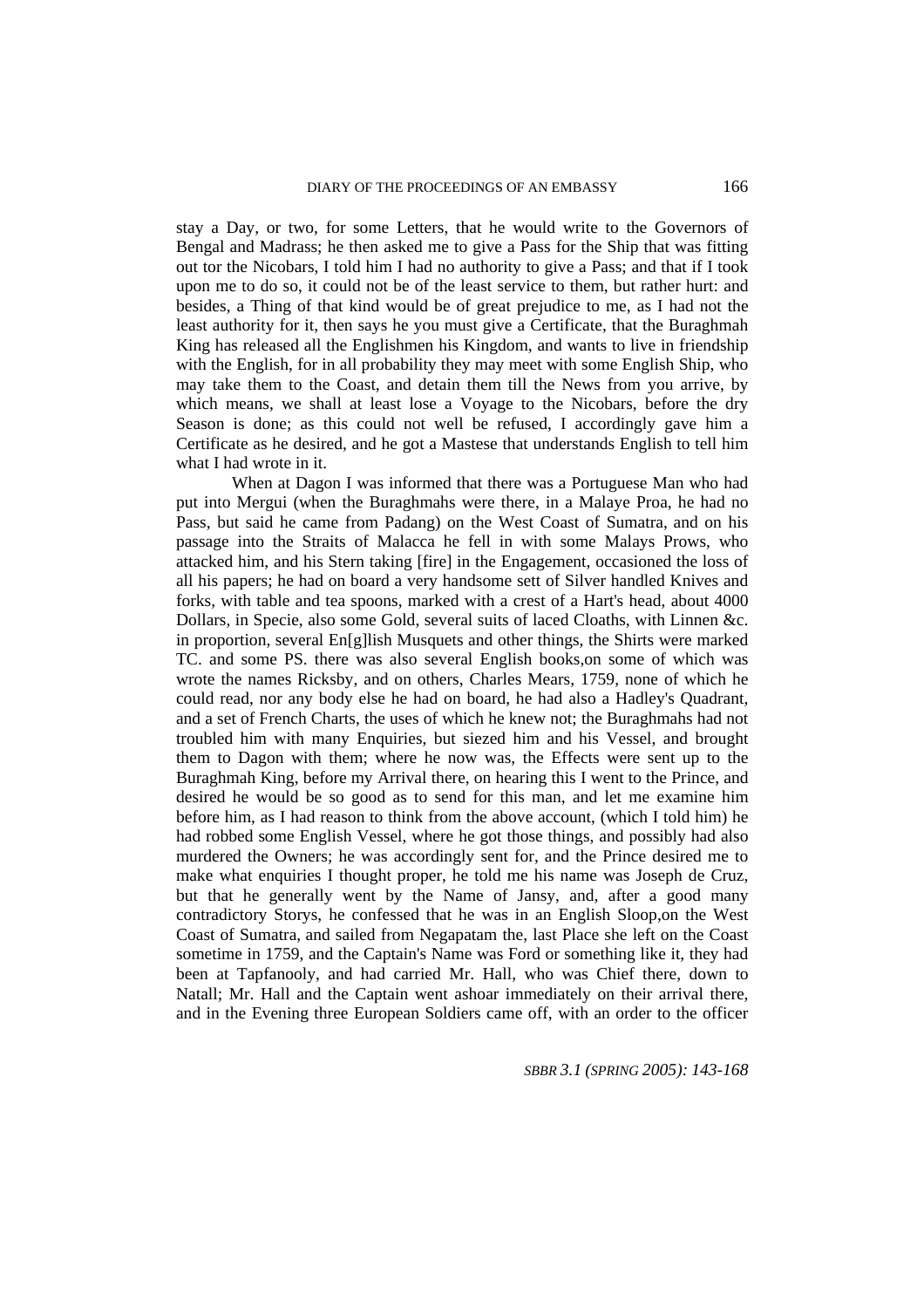stay a Day, or two, for some Letters, that he would write to the Governors of Bengal and Madrass; he then asked me to give a Pass for the Ship that was fitting out tor the Nicobars, I told him I had no authority to give a Pass; and that if I took upon me to do so, it could not be of the least service to them, but rather hurt: and besides, a Thing of that kind would be of great prejudice to me, as I had not the least authority for it, then says he you must give a Certificate, that the Buraghmah King has released all the Englishmen his Kingdom, and wants to live in friendship with the English, for in all probability they may meet with some English Ship, who may take them to the Coast, and detain them till the News from you arrive, by which means, we shall at least lose a Voyage to the Nicobars, before the dry Season is done; as this could not well be refused, I accordingly gave him a Certificate as he desired, and he got a Mastese that understands English to tell him what I had wrote in it.

When at Dagon I was informed that there was a Portuguese Man who had put into Mergui (when the Buraghmahs were there, in a Malaye Proa, he had no Pass, but said he came from Padang) on the West Coast of Sumatra, and on his passage into the Straits of Malacca he fell in with some Malays Prows, who attacked him, and his Stern taking [fire] in the Engagement, occasioned the loss of all his papers; he had on board a very handsome sett of Silver handled Knives and forks, with table and tea spoons, marked with a crest of a Hart's head, about 4000 Dollars, in Specie, also some Gold, several suits of laced Cloaths, with Linnen &c. in proportion, several En[g]lish Musquets and other things, the Shirts were marked TC. and some PS. there was also several English books,on some of which was wrote the names Ricksby, and on others, Charles Mears, 1759, none of which he could read, nor any body else he had on board, he had also a Hadley's Quadrant, and a set of French Charts, the uses of which he knew not; the Buraghmahs had not troubled him with many Enquiries, but siezed him and his Vessel, and brought them to Dagon with them; where he now was, the Effects were sent up to the Buraghmah King, before my Arrival there, on hearing this I went to the Prince, and desired he would be so good as to send for this man, and let me examine him before him, as I had reason to think from the above account, (which I told him) he had robbed some English Vessel, where he got those things, and possibly had also murdered the Owners; he was accordingly sent for, and the Prince desired me to make what enquiries I thought proper, he told me his name was Joseph de Cruz, but that he generally went by the Name of Jansy, and, after a good many contradictory Storys, he confessed that he was in an English Sloop,on the West Coast of Sumatra, and sailed from Negapatam the, last Place she left on the Coast sometime in 1759, and the Captain's Name was Ford or something like it, they had been at Tapfanooly, and had carried Mr. Hall, who was Chief there, down to Natall; Mr. Hall and the Captain went ashoar immediately on their arrival there, and in the Evening three European Soldiers came off, with an order to the officer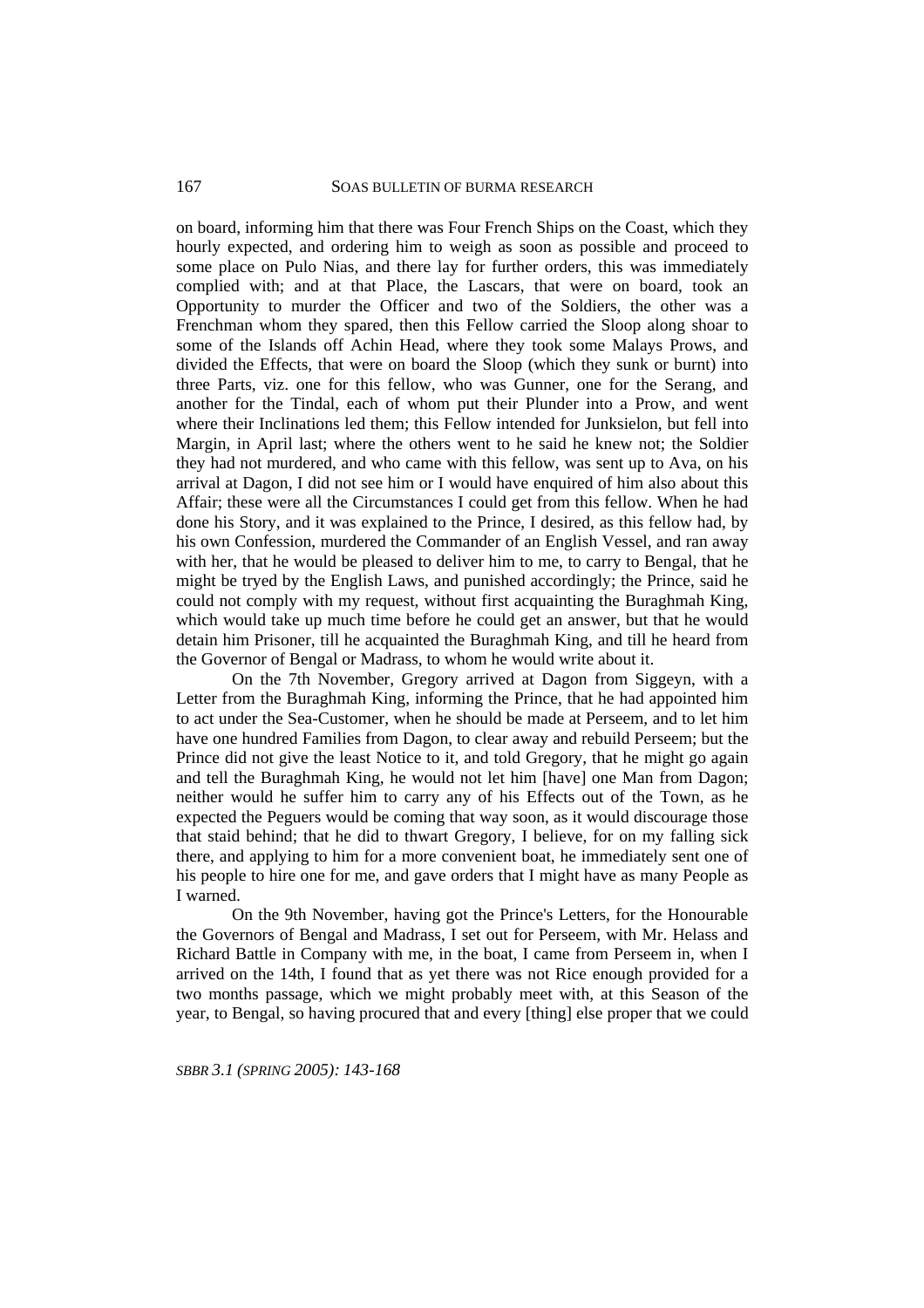on board, informing him that there was Four French Ships on the Coast, which they hourly expected, and ordering him to weigh as soon as possible and proceed to some place on Pulo Nias, and there lay for further orders, this was immediately complied with; and at that Place, the Lascars, that were on board, took an Opportunity to murder the Officer and two of the Soldiers, the other was a Frenchman whom they spared, then this Fellow carried the Sloop along shoar to some of the Islands off Achin Head, where they took some Malays Prows, and divided the Effects, that were on board the Sloop (which they sunk or burnt) into three Parts, viz. one for this fellow, who was Gunner, one for the Serang, and another for the Tindal, each of whom put their Plunder into a Prow, and went where their Inclinations led them; this Fellow intended for Junksielon, but fell into Margin, in April last; where the others went to he said he knew not; the Soldier they had not murdered, and who came with this fellow, was sent up to Ava, on his arrival at Dagon, I did not see him or I would have enquired of him also about this Affair; these were all the Circumstances I could get from this fellow. When he had done his Story, and it was explained to the Prince, I desired, as this fellow had, by his own Confession, murdered the Commander of an English Vessel, and ran away with her, that he would be pleased to deliver him to me, to carry to Bengal, that he might be tryed by the English Laws, and punished accordingly; the Prince, said he could not comply with my request, without first acquainting the Buraghmah King, which would take up much time before he could get an answer, but that he would detain him Prisoner, till he acquainted the Buraghmah King, and till he heard from the Governor of Bengal or Madrass, to whom he would write about it.

On the 7th November, Gregory arrived at Dagon from Siggeyn, with a Letter from the Buraghmah King, informing the Prince, that he had appointed him to act under the Sea-Customer, when he should be made at Perseem, and to let him have one hundred Families from Dagon, to clear away and rebuild Perseem; but the Prince did not give the least Notice to it, and told Gregory, that he might go again and tell the Buraghmah King, he would not let him [have] one Man from Dagon; neither would he suffer him to carry any of his Effects out of the Town, as he expected the Peguers would be coming that way soon, as it would discourage those that staid behind; that he did to thwart Gregory, I believe, for on my falling sick there, and applying to him for a more convenient boat, he immediately sent one of his people to hire one for me, and gave orders that I might have as many People as I warned.

On the 9th November, having got the Prince's Letters, for the Honourable the Governors of Bengal and Madrass, I set out for Perseem, with Mr. Helass and Richard Battle in Company with me, in the boat, I came from Perseem in, when I arrived on the 14th, I found that as yet there was not Rice enough provided for a two months passage, which we might probably meet with, at this Season of the year, to Bengal, so having procured that and every [thing] else proper that we could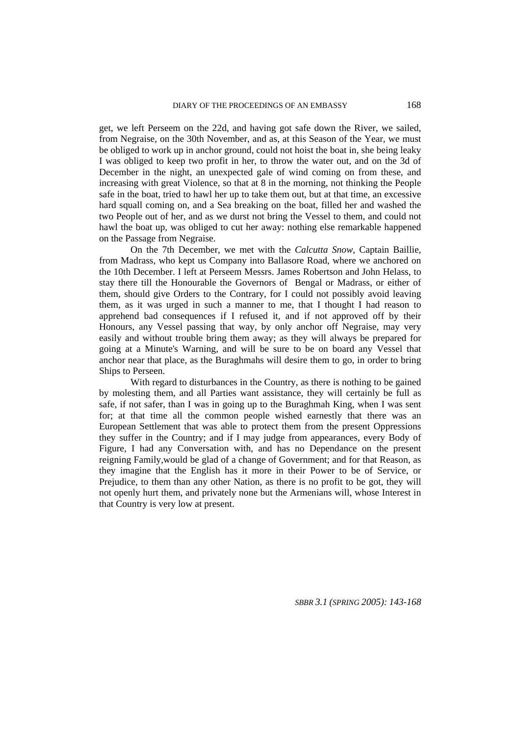get, we left Perseem on the 22d, and having got safe down the River, we sailed, from Negraise, on the 30th November, and as, at this Season of the Year, we must be obliged to work up in anchor ground, could not hoist the boat in, she being leaky I was obliged to keep two profit in her, to throw the water out, and on the 3d of December in the night, an unexpected gale of wind coming on from these, and increasing with great Violence, so that at 8 in the morning, not thinking the People safe in the boat, tried to hawl her up to take them out, but at that time, an excessive hard squall coming on, and a Sea breaking on the boat, filled her and washed the two People out of her, and as we durst not bring the Vessel to them, and could not hawl the boat up, was obliged to cut her away: nothing else remarkable happened on the Passage from Negraise.

On the 7th December, we met with the *Calcutta Snow*, Captain Baillie, from Madrass, who kept us Company into Ballasore Road, where we anchored on the 10th December. I left at Perseem Messrs. James Robertson and John Helass, to stay there till the Honourable the Governors of Bengal or Madrass, or either of them, should give Orders to the Contrary, for I could not possibly avoid leaving them, as it was urged in such a manner to me, that I thought I had reason to apprehend bad consequences if I refused it, and if not approved off by their Honours, any Vessel passing that way, by only anchor off Negraise, may very easily and without trouble bring them away; as they will always be prepared for going at a Minute's Warning, and will be sure to be on board any Vessel that anchor near that place, as the Buraghmahs will desire them to go, in order to bring Ships to Perseen.

With regard to disturbances in the Country, as there is nothing to be gained by molesting them, and all Parties want assistance, they will certainly be full as safe, if not safer, than I was in going up to the Buraghmah King, when I was sent for; at that time all the common people wished earnestly that there was an European Settlement that was able to protect them from the present Oppressions they suffer in the Country; and if I may judge from appearances, every Body of Figure, I had any Conversation with, and has no Dependance on the present reigning Family,would be glad of a change of Government; and for that Reason, as they imagine that the English has it more in their Power to be of Service, or Prejudice, to them than any other Nation, as there is no profit to be got, they will not openly hurt them, and privately none but the Armenians will, whose Interest in that Country is very low at present.